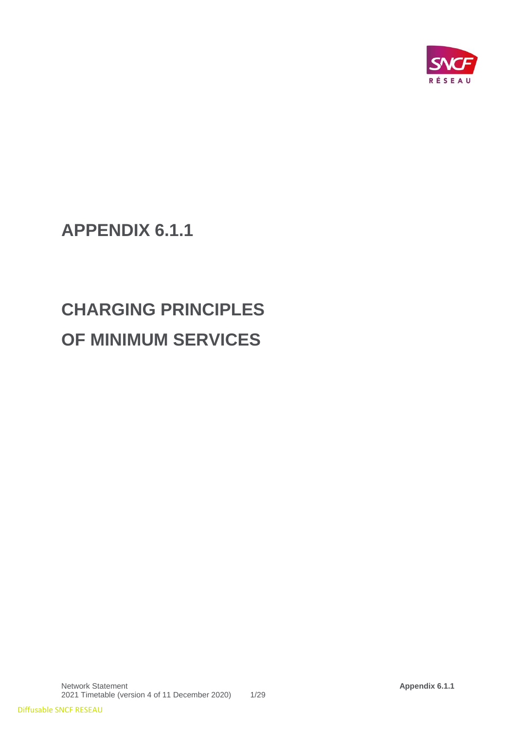# APPENDIX 6.1.1

# CHARGING PRINCIPLES OF MINIMUM SERVICES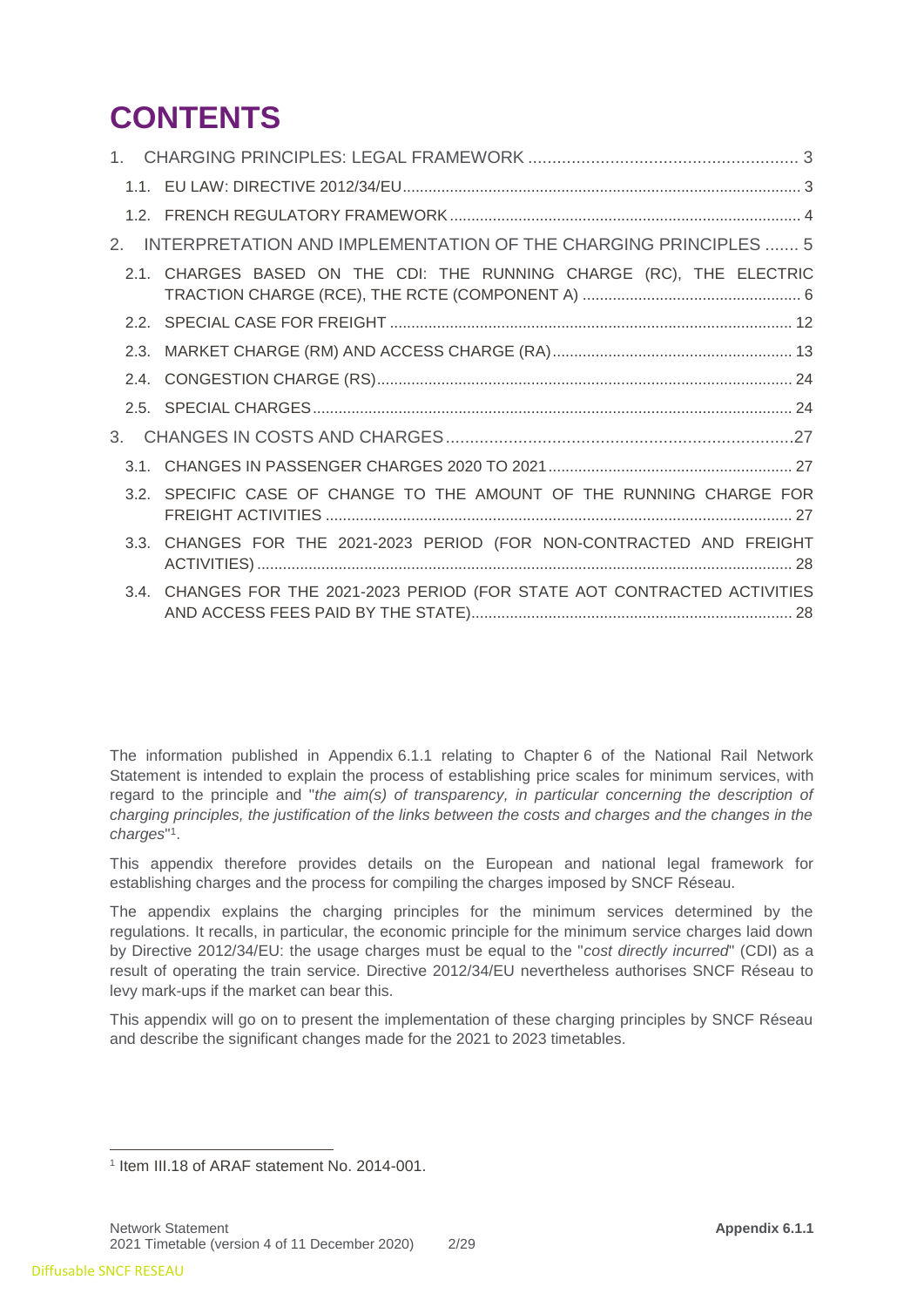# CONTENTS

1. CHARGING PRINCIPLES: LEGAL FRAMEWORK ..... 3
   - 1.1. EU LAW: DIRECTIVE 2012/34/EU ..... 3
   - 1.2. FRENCH REGULATORY FRAMEWORK ..... 4
2. INTERPRETATION AND IMPLEMENTATION OF THE CHARGING PRINCIPLES ..... 5
   - 2.1. CHARGES BASED ON THE CDI: THE RUNNING CHARGE (RC), THE ELECTRIC TRACTION CHARGE (RCE), THE RCTE (COMPONENT A) ..... 6
   - 2.2. SPECIAL CASE FOR FREIGHT ..... 12
   - 2.3. MARKET CHARGE (RM) AND ACCESS CHARGE (RA) ..... 13
   - 2.4. CONGESTION CHARGE (RS) ..... 24
   - 2.5. SPECIAL CHARGES ..... 24
3. CHANGES IN COSTS AND CHARGES ..... 27
   - 3.1. CHANGES IN PASSENGER CHARGES 2020 TO 2021 ..... 27
   - 3.2. SPECIFIC CASE OF CHANGE TO THE AMOUNT OF THE RUNNING CHARGE FOR FREIGHT ACTIVITIES ..... 27
   - 3.3. CHANGES FOR THE 2021-2023 PERIOD (FOR NON-CONTRACTED AND FREIGHT ACTIVITIES) ..... 28
   - 3.4. CHANGES FOR THE 2021-2023 PERIOD (FOR STATE AOT CONTRACTED ACTIVITIES AND ACCESS FEES PAID BY THE STATE) ..... 28

The information published in Appendix 6.1.1 relating to Chapter 6 of the National Rail Network Statement is intended to explain the process of establishing price scales for minimum services, with regard to the principle and "*the aim(s) of transparency, in particular concerning the description of charging principles, the justification of the links between the costs and charges and the changes in the charges*"[1].

This appendix therefore provides details on the European and national legal framework for establishing charges and the process for compiling the charges imposed by SNCF Réseau.

The appendix explains the charging principles for the minimum services determined by the regulations. It recalls, in particular, the economic principle for the minimum service charges laid down by Directive 2012/34/EU: the usage charges must be equal to the "*cost directly incurred*" (CDI) as a result of operating the train service. Directive 2012/34/EU nevertheless authorises SNCF Réseau to levy mark-ups if the market can bear this.

This appendix will go on to present the implementation of these charging principles by SNCF Réseau and describe the significant changes made for the 2021 to 2023 timetables.

[1] Item III.18 of ARAF statement No. 2014-001.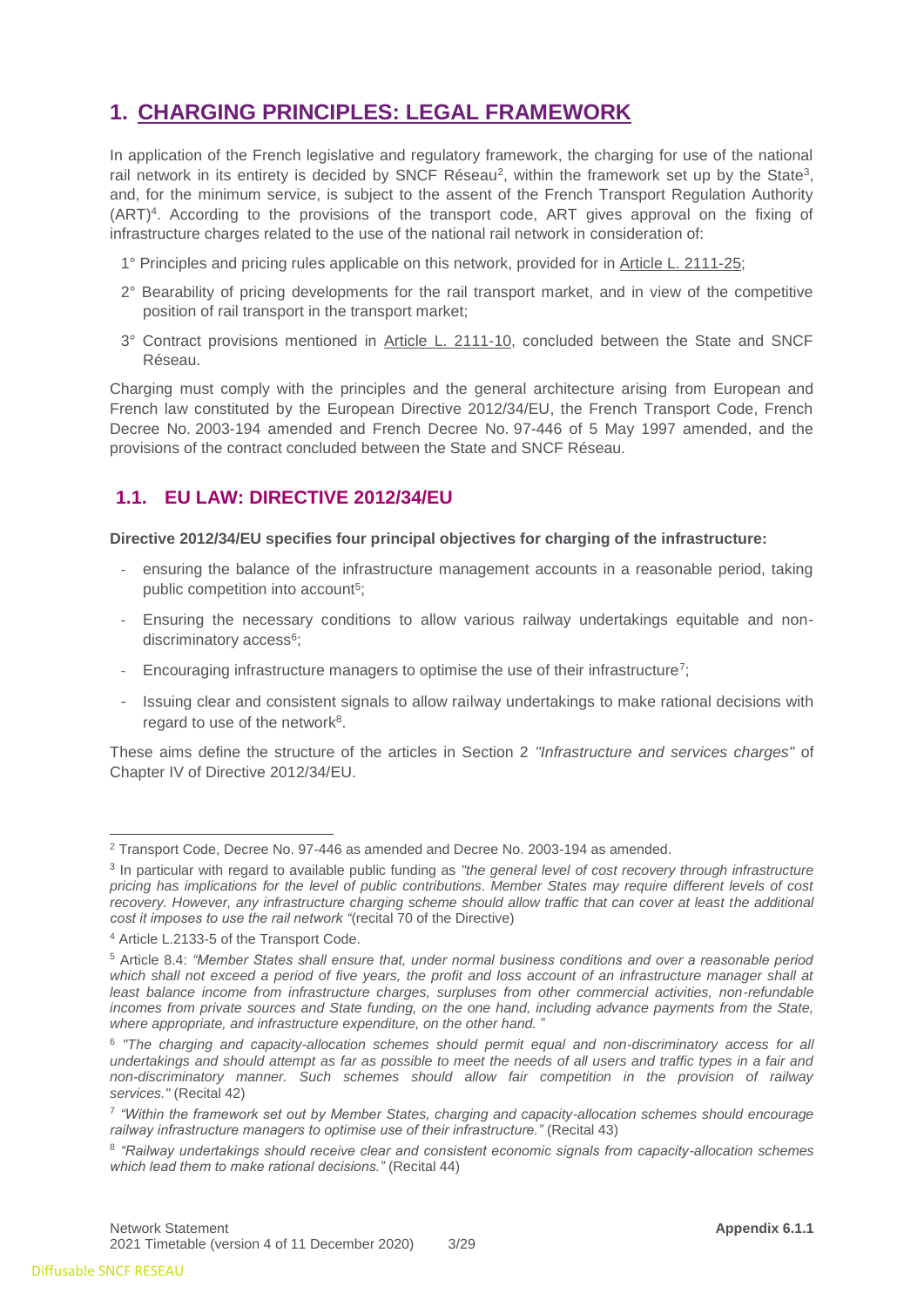# 1. CHARGING PRINCIPLES: LEGAL FRAMEWORK

In application of the French legislative and regulatory framework, the charging for use of the national rail network in its entirety is decided by SNCF Réseau[2], within the framework set up by the State[3], and, for the minimum service, is subject to the assent of the French Transport Regulation Authority (ART)[4]. According to the provisions of the transport code, ART gives approval on the fixing of infrastructure charges related to the use of the national rail network in consideration of:

1° Principles and pricing rules applicable on this network, provided for in Article L. 2111-25;

2° Bearability of pricing developments for the rail transport market, and in view of the competitive position of rail transport in the transport market;

3° Contract provisions mentioned in Article L. 2111-10, concluded between the State and SNCF Réseau.

Charging must comply with the principles and the general architecture arising from European and French law constituted by the European Directive 2012/34/EU, the French Transport Code, French Decree No. 2003-194 amended and French Decree No. 97-446 of 5 May 1997 amended, and the provisions of the contract concluded between the State and SNCF Réseau.

## 1.1. EU LAW: DIRECTIVE 2012/34/EU

**Directive 2012/34/EU specifies four principal objectives for charging of the infrastructure:**

- ensuring the balance of the infrastructure management accounts in a reasonable period, taking public competition into account[5];
- Ensuring the necessary conditions to allow various railway undertakings equitable and non-discriminatory access[6];
- Encouraging infrastructure managers to optimise the use of their infrastructure[7];
- Issuing clear and consistent signals to allow railway undertakings to make rational decisions with regard to use of the network[8].

These aims define the structure of the articles in Section 2 *"Infrastructure and services charges"* of Chapter IV of Directive 2012/34/EU.

---

[2] Transport Code, Decree No. 97-446 as amended and Decree No. 2003-194 as amended.

[3] In particular with regard to available public funding as *"the general level of cost recovery through infrastructure pricing has implications for the level of public contributions. Member States may require different levels of cost recovery. However, any infrastructure charging scheme should allow traffic that can cover at least the additional cost it imposes to use the rail network "*(recital 70 of the Directive)

[4] Article L.2133-5 of the Transport Code.

[5] Article 8.4: *"Member States shall ensure that, under normal business conditions and over a reasonable period which shall not exceed a period of five years, the profit and loss account of an infrastructure manager shall at least balance income from infrastructure charges, surpluses from other commercial activities, non-refundable incomes from private sources and State funding, on the one hand, including advance payments from the State, where appropriate, and infrastructure expenditure, on the other hand.* "

[6] *"The charging and capacity-allocation schemes should permit equal and non-discriminatory access for all undertakings and should attempt as far as possible to meet the needs of all users and traffic types in a fair and non-discriminatory manner. Such schemes should allow fair competition in the provision of railway services."* (Recital 42)

[7] *"Within the framework set out by Member States, charging and capacity-allocation schemes should encourage railway infrastructure managers to optimise use of their infrastructure."* (Recital 43)

[8] *"Railway undertakings should receive clear and consistent economic signals from capacity-allocation schemes which lead them to make rational decisions."* (Recital 44)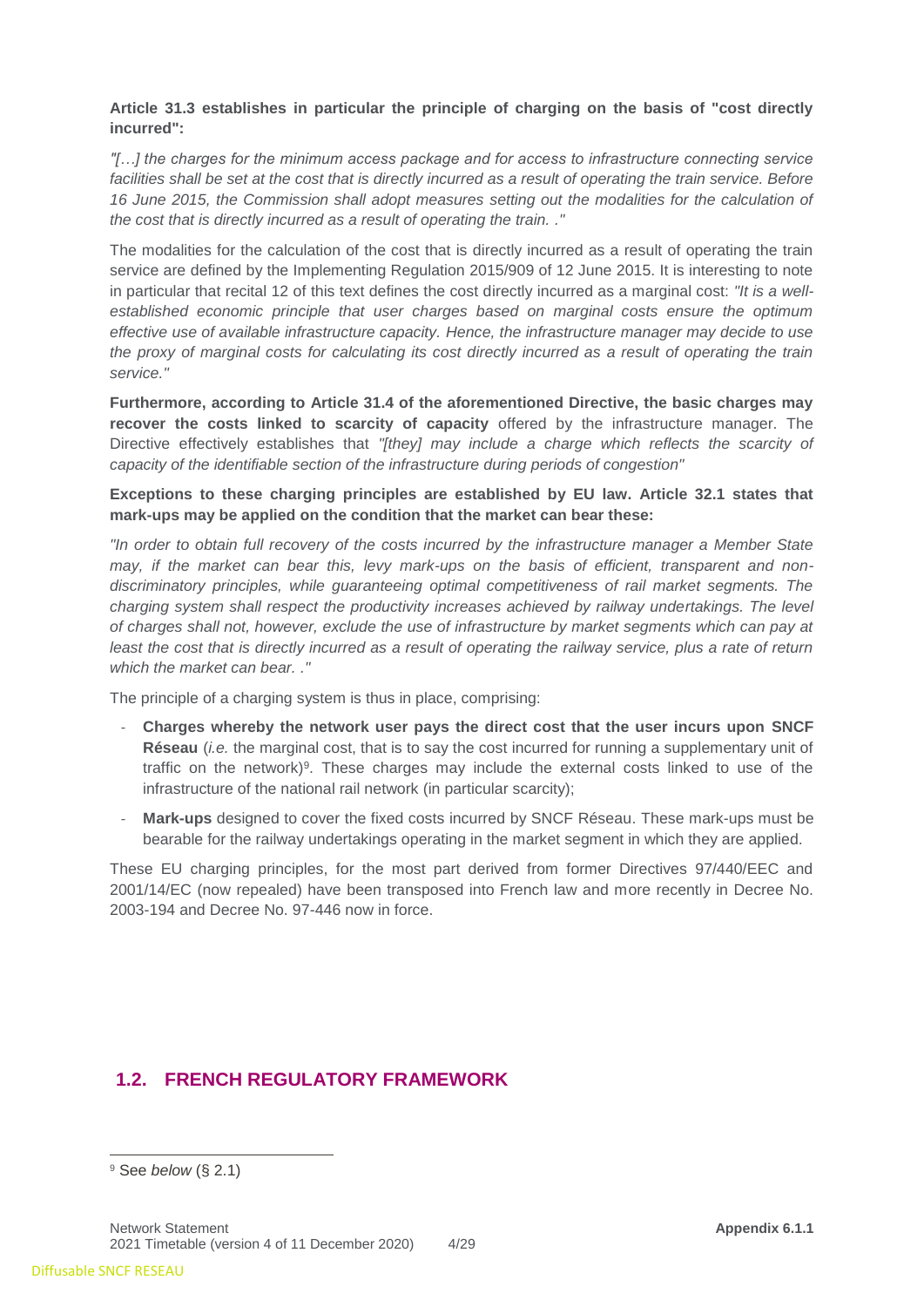**Article 31.3 establishes in particular the principle of charging on the basis of "cost directly incurred":**

*"[…] the charges for the minimum access package and for access to infrastructure connecting service facilities shall be set at the cost that is directly incurred as a result of operating the train service. Before 16 June 2015, the Commission shall adopt measures setting out the modalities for the calculation of the cost that is directly incurred as a result of operating the train. ."*

The modalities for the calculation of the cost that is directly incurred as a result of operating the train service are defined by the Implementing Regulation 2015/909 of 12 June 2015. It is interesting to note in particular that recital 12 of this text defines the cost directly incurred as a marginal cost: *"It is a well-established economic principle that user charges based on marginal costs ensure the optimum effective use of available infrastructure capacity. Hence, the infrastructure manager may decide to use the proxy of marginal costs for calculating its cost directly incurred as a result of operating the train service."*

**Furthermore, according to Article 31.4 of the aforementioned Directive, the basic charges may recover the costs linked to scarcity of capacity** offered by the infrastructure manager. The Directive effectively establishes that *"[they] may include a charge which reflects the scarcity of capacity of the identifiable section of the infrastructure during periods of congestion"*

**Exceptions to these charging principles are established by EU law. Article 32.1 states that mark-ups may be applied on the condition that the market can bear these:**

*"In order to obtain full recovery of the costs incurred by the infrastructure manager a Member State may, if the market can bear this, levy mark-ups on the basis of efficient, transparent and non-discriminatory principles, while guaranteeing optimal competitiveness of rail market segments. The charging system shall respect the productivity increases achieved by railway undertakings. The level of charges shall not, however, exclude the use of infrastructure by market segments which can pay at least the cost that is directly incurred as a result of operating the railway service, plus a rate of return which the market can bear. ."*

The principle of a charging system is thus in place, comprising:

- **Charges whereby the network user pays the direct cost that the user incurs upon SNCF Réseau** (*i.e.* the marginal cost, that is to say the cost incurred for running a supplementary unit of traffic on the network)[9]. These charges may include the external costs linked to use of the infrastructure of the national rail network (in particular scarcity);
- **Mark-ups** designed to cover the fixed costs incurred by SNCF Réseau. These mark-ups must be bearable for the railway undertakings operating in the market segment in which they are applied.

These EU charging principles, for the most part derived from former Directives 97/440/EEC and 2001/14/EC (now repealed) have been transposed into French law and more recently in Decree No. 2003-194 and Decree No. 97-446 now in force.

## 1.2. FRENCH REGULATORY FRAMEWORK

[9] See *below* (§ 2.1)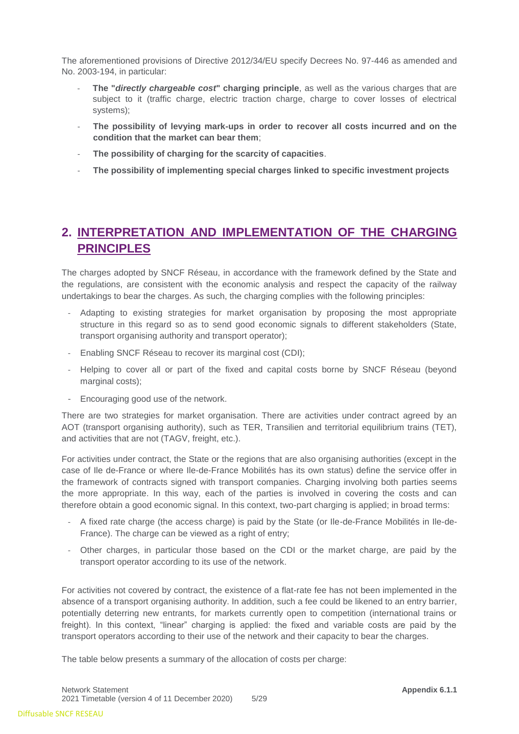The aforementioned provisions of Directive 2012/34/EU specify Decrees No. 97-446 as amended and No. 2003-194, in particular:

- **The "*directly chargeable cost*" charging principle**, as well as the various charges that are subject to it (traffic charge, electric traction charge, charge to cover losses of electrical systems);
- **The possibility of levying mark-ups in order to recover all costs incurred and on the condition that the market can bear them**;
- **The possibility of charging for the scarcity of capacities**.
- **The possibility of implementing special charges linked to specific investment projects**

## 2. INTERPRETATION AND IMPLEMENTATION OF THE CHARGING PRINCIPLES

The charges adopted by SNCF Réseau, in accordance with the framework defined by the State and the regulations, are consistent with the economic analysis and respect the capacity of the railway undertakings to bear the charges. As such, the charging complies with the following principles:

- Adapting to existing strategies for market organisation by proposing the most appropriate structure in this regard so as to send good economic signals to different stakeholders (State, transport organising authority and transport operator);
- Enabling SNCF Réseau to recover its marginal cost (CDI);
- Helping to cover all or part of the fixed and capital costs borne by SNCF Réseau (beyond marginal costs);
- Encouraging good use of the network.

There are two strategies for market organisation. There are activities under contract agreed by an AOT (transport organising authority), such as TER, Transilien and territorial equilibrium trains (TET), and activities that are not (TAGV, freight, etc.).

For activities under contract, the State or the regions that are also organising authorities (except in the case of Ile de-France or where Ile-de-France Mobilités has its own status) define the service offer in the framework of contracts signed with transport companies. Charging involving both parties seems the more appropriate. In this way, each of the parties is involved in covering the costs and can therefore obtain a good economic signal. In this context, two-part charging is applied; in broad terms:

- A fixed rate charge (the access charge) is paid by the State (or Ile-de-France Mobilités in Ile-de-France). The charge can be viewed as a right of entry;
- Other charges, in particular those based on the CDI or the market charge, are paid by the transport operator according to its use of the network.

For activities not covered by contract, the existence of a flat-rate fee has not been implemented in the absence of a transport organising authority. In addition, such a fee could be likened to an entry barrier, potentially deterring new entrants, for markets currently open to competition (international trains or freight). In this context, "linear" charging is applied: the fixed and variable costs are paid by the transport operators according to their use of the network and their capacity to bear the charges.

The table below presents a summary of the allocation of costs per charge: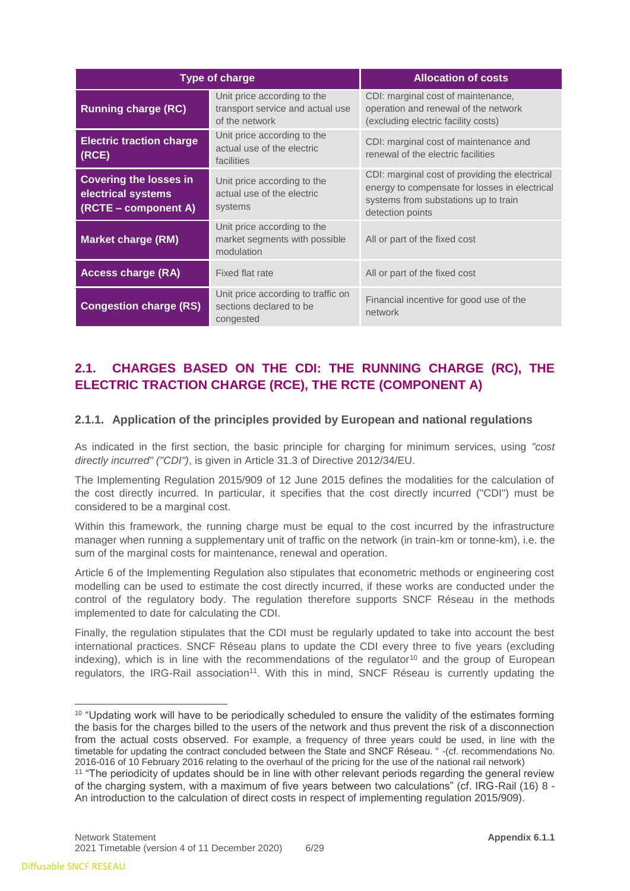| Type of charge | | Allocation of costs |
|---|---|---|
| **Running charge (RC)** | Unit price according to the transport service and actual use of the network | CDI: marginal cost of maintenance, operation and renewal of the network (excluding electric facility costs) |
| **Electric traction charge (RCE)** | Unit price according to the actual use of the electric facilities | CDI: marginal cost of maintenance and renewal of the electric facilities |
| **Covering the losses in electrical systems (RCTE – component A)** | Unit price according to the actual use of the electric systems | CDI: marginal cost of providing the electrical energy to compensate for losses in electrical systems from substations up to train detection points |
| **Market charge (RM)** | Unit price according to the market segments with possible modulation | All or part of the fixed cost |
| **Access charge (RA)** | Fixed flat rate | All or part of the fixed cost |
| **Congestion charge (RS)** | Unit price according to traffic on sections declared to be congested | Financial incentive for good use of the network |

## 2.1. CHARGES BASED ON THE CDI: THE RUNNING CHARGE (RC), THE ELECTRIC TRACTION CHARGE (RCE), THE RCTE (COMPONENT A)

### 2.1.1. Application of the principles provided by European and national regulations

As indicated in the first section, the basic principle for charging for minimum services, using *"cost directly incurred" ("CDI")*, is given in Article 31.3 of Directive 2012/34/EU.

The Implementing Regulation 2015/909 of 12 June 2015 defines the modalities for the calculation of the cost directly incurred. In particular, it specifies that the cost directly incurred ("CDI") must be considered to be a marginal cost.

Within this framework, the running charge must be equal to the cost incurred by the infrastructure manager when running a supplementary unit of traffic on the network (in train-km or tonne-km), i.e. the sum of the marginal costs for maintenance, renewal and operation.

Article 6 of the Implementing Regulation also stipulates that econometric methods or engineering cost modelling can be used to estimate the cost directly incurred, if these works are conducted under the control of the regulatory body. The regulation therefore supports SNCF Réseau in the methods implemented to date for calculating the CDI.

Finally, the regulation stipulates that the CDI must be regularly updated to take into account the best international practices. SNCF Réseau plans to update the CDI every three to five years (excluding indexing), which is in line with the recommendations of the regulator[10] and the group of European regulators, the IRG-Rail association[11]. With this in mind, SNCF Réseau is currently updating the

---

[10] "Updating work will have to be periodically scheduled to ensure the validity of the estimates forming the basis for the charges billed to the users of the network and thus prevent the risk of a disconnection from the actual costs observed. For example, a frequency of three years could be used, in line with the timetable for updating the contract concluded between the State and SNCF Réseau. " -(cf. recommendations No. 2016-016 of 10 February 2016 relating to the overhaul of the pricing for the use of the national rail network)

[11] "The periodicity of updates should be in line with other relevant periods regarding the general review of the charging system, with a maximum of five years between two calculations" (cf. IRG-Rail (16) 8 - An introduction to the calculation of direct costs in respect of implementing regulation 2015/909).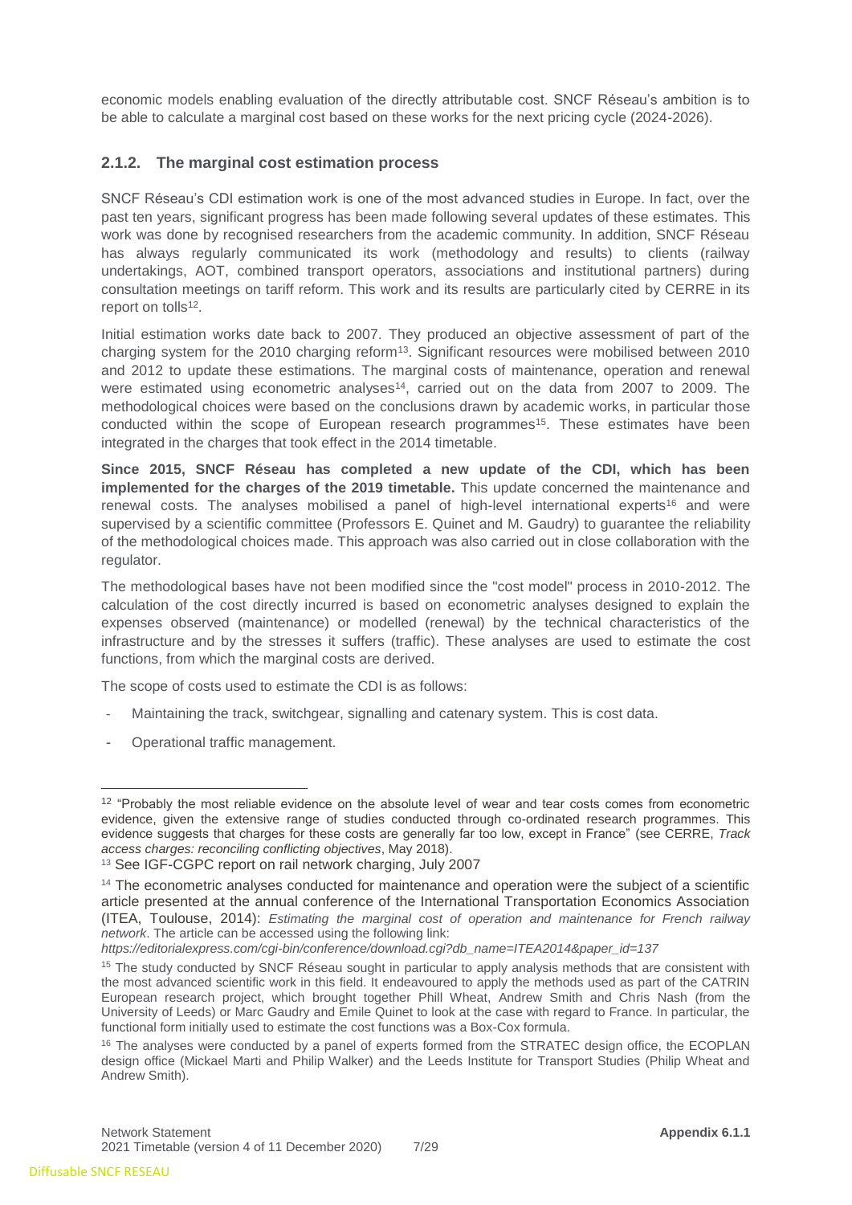economic models enabling evaluation of the directly attributable cost. SNCF Réseau's ambition is to be able to calculate a marginal cost based on these works for the next pricing cycle (2024-2026).

### 2.1.2. The marginal cost estimation process

SNCF Réseau's CDI estimation work is one of the most advanced studies in Europe. In fact, over the past ten years, significant progress has been made following several updates of these estimates. This work was done by recognised researchers from the academic community. In addition, SNCF Réseau has always regularly communicated its work (methodology and results) to clients (railway undertakings, AOT, combined transport operators, associations and institutional partners) during consultation meetings on tariff reform. This work and its results are particularly cited by CERRE in its report on tolls[12].

Initial estimation works date back to 2007. They produced an objective assessment of part of the charging system for the 2010 charging reform[13]. Significant resources were mobilised between 2010 and 2012 to update these estimations. The marginal costs of maintenance, operation and renewal were estimated using econometric analyses[14], carried out on the data from 2007 to 2009. The methodological choices were based on the conclusions drawn by academic works, in particular those conducted within the scope of European research programmes[15]. These estimates have been integrated in the charges that took effect in the 2014 timetable.

**Since 2015, SNCF Réseau has completed a new update of the CDI, which has been implemented for the charges of the 2019 timetable.** This update concerned the maintenance and renewal costs. The analyses mobilised a panel of high-level international experts[16] and were supervised by a scientific committee (Professors E. Quinet and M. Gaudry) to guarantee the reliability of the methodological choices made. This approach was also carried out in close collaboration with the regulator.

The methodological bases have not been modified since the "cost model" process in 2010-2012. The calculation of the cost directly incurred is based on econometric analyses designed to explain the expenses observed (maintenance) or modelled (renewal) by the technical characteristics of the infrastructure and by the stresses it suffers (traffic). These analyses are used to estimate the cost functions, from which the marginal costs are derived.

The scope of costs used to estimate the CDI is as follows:

- Maintaining the track, switchgear, signalling and catenary system. This is cost data.
- Operational traffic management.

---

[12] "Probably the most reliable evidence on the absolute level of wear and tear costs comes from econometric evidence, given the extensive range of studies conducted through co-ordinated research programmes. This evidence suggests that charges for these costs are generally far too low, except in France" (see CERRE, *Track access charges: reconciling conflicting objectives*, May 2018).

[13] See IGF-CGPC report on rail network charging, July 2007

[14] The econometric analyses conducted for maintenance and operation were the subject of a scientific article presented at the annual conference of the International Transportation Economics Association (ITEA, Toulouse, 2014): *Estimating the marginal cost of operation and maintenance for French railway network*. The article can be accessed using the following link: *https://editorialexpress.com/cgi-bin/conference/download.cgi?db_name=ITEA2014&paper_id=137*

[15] The study conducted by SNCF Réseau sought in particular to apply analysis methods that are consistent with the most advanced scientific work in this field. It endeavoured to apply the methods used as part of the CATRIN European research project, which brought together Phill Wheat, Andrew Smith and Chris Nash (from the University of Leeds) or Marc Gaudry and Emile Quinet to look at the case with regard to France. In particular, the functional form initially used to estimate the cost functions was a Box-Cox formula.

[16] The analyses were conducted by a panel of experts formed from the STRATEC design office, the ECOPLAN design office (Mickael Marti and Philip Walker) and the Leeds Institute for Transport Studies (Philip Wheat and Andrew Smith).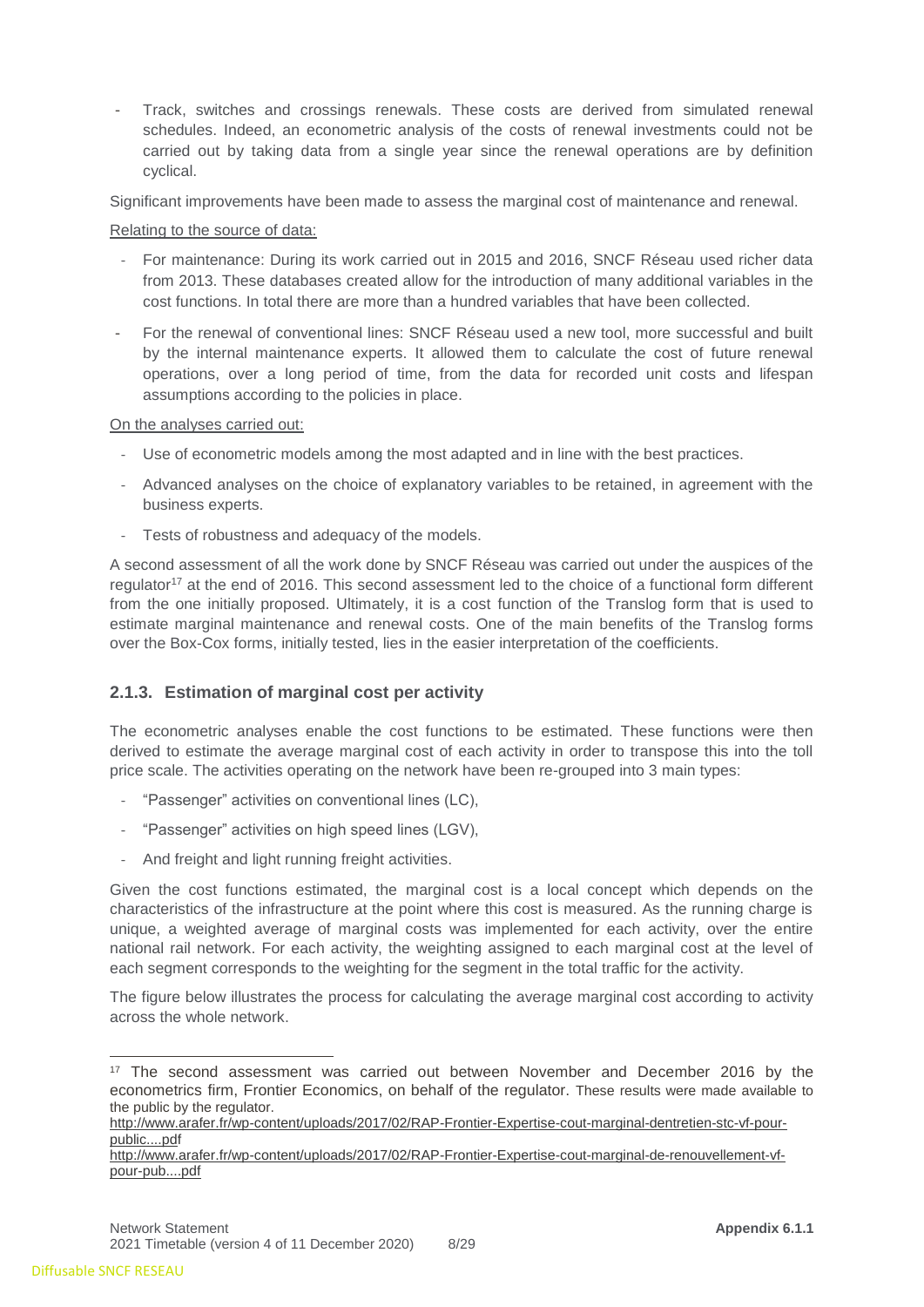- Track, switches and crossings renewals. These costs are derived from simulated renewal schedules. Indeed, an econometric analysis of the costs of renewal investments could not be carried out by taking data from a single year since the renewal operations are by definition cyclical.

Significant improvements have been made to assess the marginal cost of maintenance and renewal.

Relating to the source of data:

- For maintenance: During its work carried out in 2015 and 2016, SNCF Réseau used richer data from 2013. These databases created allow for the introduction of many additional variables in the cost functions. In total there are more than a hundred variables that have been collected.
- For the renewal of conventional lines: SNCF Réseau used a new tool, more successful and built by the internal maintenance experts. It allowed them to calculate the cost of future renewal operations, over a long period of time, from the data for recorded unit costs and lifespan assumptions according to the policies in place.

On the analyses carried out:

- Use of econometric models among the most adapted and in line with the best practices.
- Advanced analyses on the choice of explanatory variables to be retained, in agreement with the business experts.
- Tests of robustness and adequacy of the models.

A second assessment of all the work done by SNCF Réseau was carried out under the auspices of the regulator[17] at the end of 2016. This second assessment led to the choice of a functional form different from the one initially proposed. Ultimately, it is a cost function of the Translog form that is used to estimate marginal maintenance and renewal costs. One of the main benefits of the Translog forms over the Box-Cox forms, initially tested, lies in the easier interpretation of the coefficients.

### 2.1.3. Estimation of marginal cost per activity

The econometric analyses enable the cost functions to be estimated. These functions were then derived to estimate the average marginal cost of each activity in order to transpose this into the toll price scale. The activities operating on the network have been re-grouped into 3 main types:

- "Passenger" activities on conventional lines (LC),
- "Passenger" activities on high speed lines (LGV),
- And freight and light running freight activities.

Given the cost functions estimated, the marginal cost is a local concept which depends on the characteristics of the infrastructure at the point where this cost is measured. As the running charge is unique, a weighted average of marginal costs was implemented for each activity, over the entire national rail network. For each activity, the weighting assigned to each marginal cost at the level of each segment corresponds to the weighting for the segment in the total traffic for the activity.

The figure below illustrates the process for calculating the average marginal cost according to activity across the whole network.

---

[17] The second assessment was carried out between November and December 2016 by the econometrics firm, Frontier Economics, on behalf of the regulator. These results were made available to the public by the regulator.
http://www.arafer.fr/wp-content/uploads/2017/02/RAP-Frontier-Expertise-cout-marginal-dentretien-stc-vf-pour-public....pdf
http://www.arafer.fr/wp-content/uploads/2017/02/RAP-Frontier-Expertise-cout-marginal-de-renouvellement-vf-pour-pub....pdf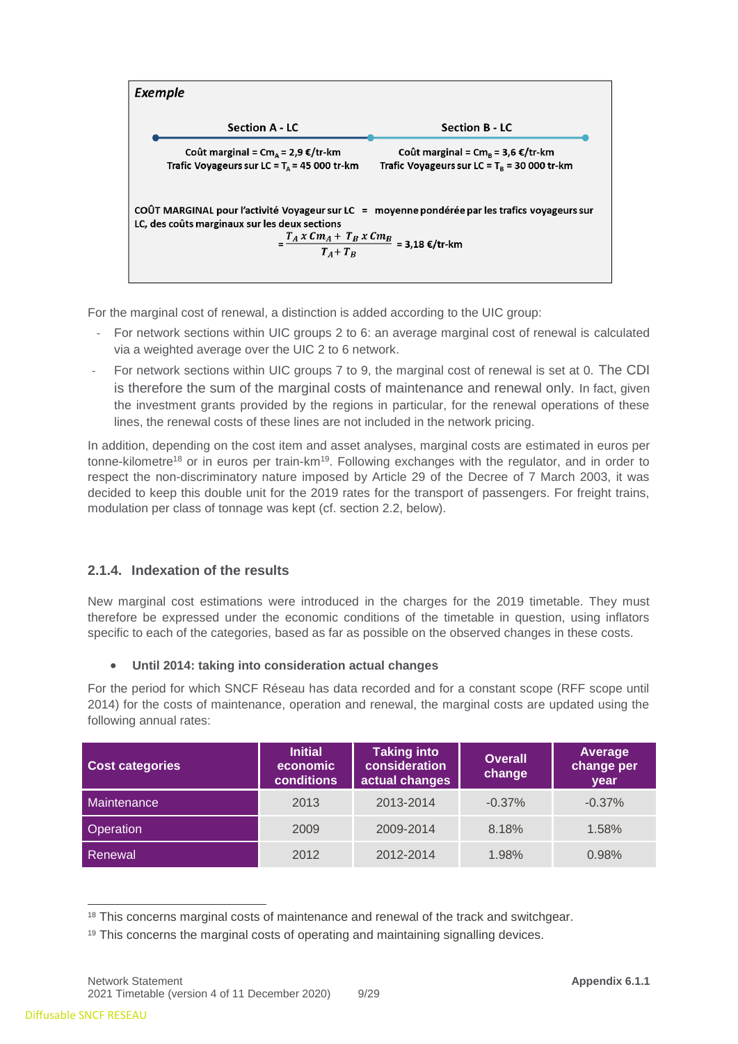> ***Exemple***
>
> | Section A - LC | Section B - LC |
> |---|---|
> | Coût marginal = $Cm_A$ = 2,9 €/tr-km | Coût marginal = $Cm_B$ = 3,6 €/tr-km |
> | Trafic Voyageurs sur LC = $T_A$ = 45 000 tr-km | Trafic Voyageurs sur LC = $T_B$ = 30 000 tr-km |
>
> **COÛT MARGINAL pour l'activité Voyageur sur LC = moyenne pondérée par les trafics voyageurs sur LC, des coûts marginaux sur les deux sections**
>
> $$= \frac{T_A \times Cm_A + T_B \times Cm_B}{T_A + T_B} = 3{,}18 \text{ €/tr-km}$$

For the marginal cost of renewal, a distinction is added according to the UIC group:

- For network sections within UIC groups 2 to 6: an average marginal cost of renewal is calculated via a weighted average over the UIC 2 to 6 network.
- For network sections within UIC groups 7 to 9, the marginal cost of renewal is set at 0. The CDI is therefore the sum of the marginal costs of maintenance and renewal only. In fact, given the investment grants provided by the regions in particular, for the renewal operations of these lines, the renewal costs of these lines are not included in the network pricing.

In addition, depending on the cost item and asset analyses, marginal costs are estimated in euros per tonne-kilometre[18] or in euros per train-km[19]. Following exchanges with the regulator, and in order to respect the non-discriminatory nature imposed by Article 29 of the Decree of 7 March 2003, it was decided to keep this double unit for the 2019 rates for the transport of passengers. For freight trains, modulation per class of tonnage was kept (cf. section 2.2, below).

### 2.1.4. Indexation of the results

New marginal cost estimations were introduced in the charges for the 2019 timetable. They must therefore be expressed under the economic conditions of the timetable in question, using inflators specific to each of the categories, based as far as possible on the observed changes in these costs.

- **Until 2014: taking into consideration actual changes**

For the period for which SNCF Réseau has data recorded and for a constant scope (RFF scope until 2014) for the costs of maintenance, operation and renewal, the marginal costs are updated using the following annual rates:

| Cost categories | Initial economic conditions | Taking into consideration actual changes | Overall change | Average change per year |
|---|---|---|---|---|
| Maintenance | 2013 | 2013-2014 | -0.37% | -0.37% |
| Operation | 2009 | 2009-2014 | 8.18% | 1.58% |
| Renewal | 2012 | 2012-2014 | 1.98% | 0.98% |

[18] This concerns marginal costs of maintenance and renewal of the track and switchgear.

[19] This concerns the marginal costs of operating and maintaining signalling devices.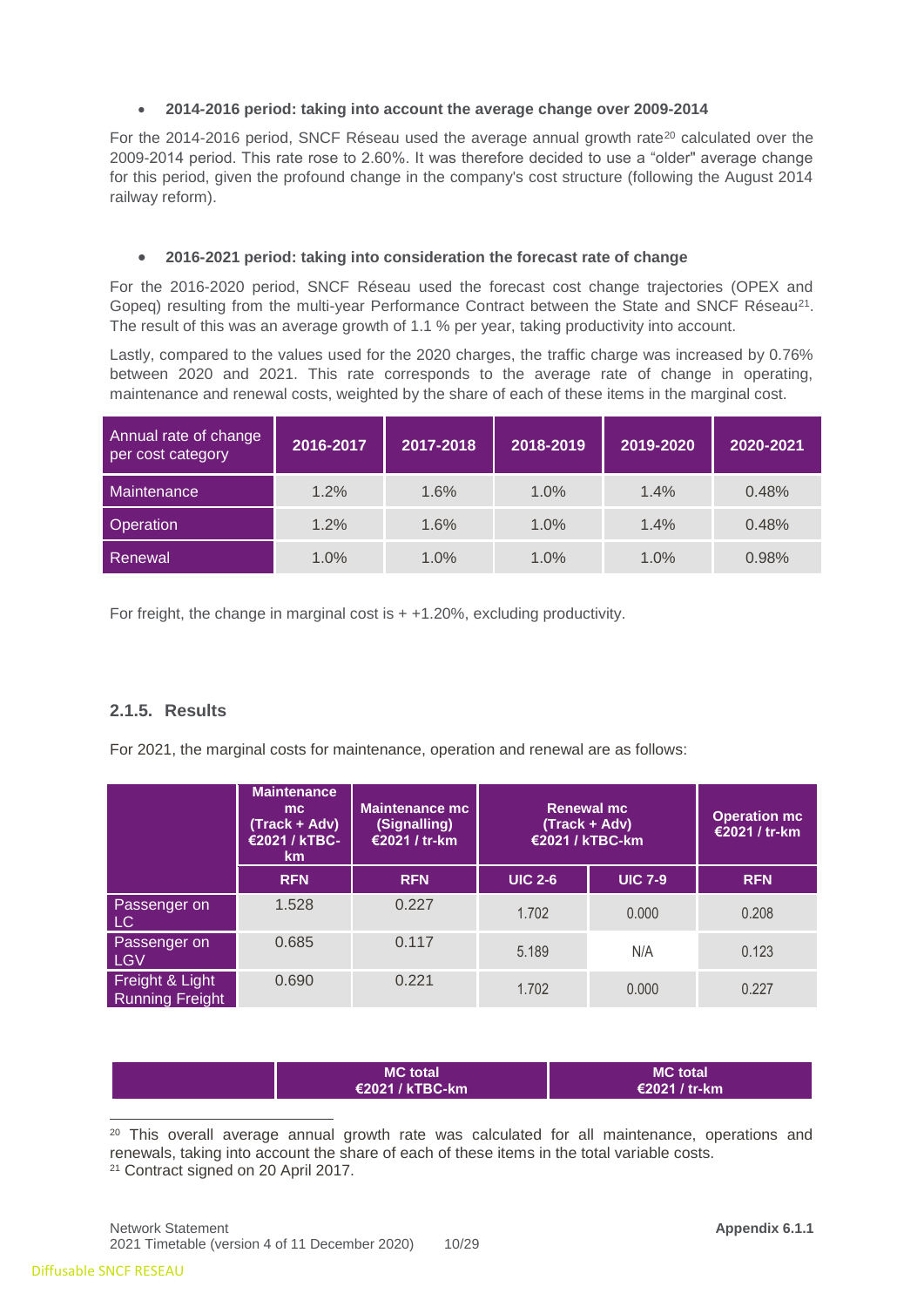- **2014-2016 period: taking into account the average change over 2009-2014**

For the 2014-2016 period, SNCF Réseau used the average annual growth rate[20] calculated over the 2009-2014 period. This rate rose to 2.60%. It was therefore decided to use a "older" average change for this period, given the profound change in the company's cost structure (following the August 2014 railway reform).

- **2016-2021 period: taking into consideration the forecast rate of change**

For the 2016-2020 period, SNCF Réseau used the forecast cost change trajectories (OPEX and Gopeq) resulting from the multi-year Performance Contract between the State and SNCF Réseau[21]. The result of this was an average growth of 1.1 % per year, taking productivity into account.

Lastly, compared to the values used for the 2020 charges, the traffic charge was increased by 0.76% between 2020 and 2021. This rate corresponds to the average rate of change in operating, maintenance and renewal costs, weighted by the share of each of these items in the marginal cost.

| Annual rate of change per cost category | 2016-2017 | 2017-2018 | 2018-2019 | 2019-2020 | 2020-2021 |
|---|---|---|---|---|---|
| Maintenance | 1.2% | 1.6% | 1.0% | 1.4% | 0.48% |
| Operation | 1.2% | 1.6% | 1.0% | 1.4% | 0.48% |
| Renewal | 1.0% | 1.0% | 1.0% | 1.0% | 0.98% |

For freight, the change in marginal cost is + +1.20%, excluding productivity.

### 2.1.5. Results

For 2021, the marginal costs for maintenance, operation and renewal are as follows:

| | Maintenance mc (Track + Adv) €2021 / kTBC-km | Maintenance mc (Signalling) €2021 / tr-km | Renewal mc (Track + Adv) €2021 / kTBC-km | | Operation mc €2021 / tr-km |
|---|---|---|---|---|---|
| | RFN | RFN | UIC 2-6 | UIC 7-9 | RFN |
| Passenger on LC | 1.528 | 0.227 | 1.702 | 0.000 | 0.208 |
| Passenger on LGV | 0.685 | 0.117 | 5.189 | N/A | 0.123 |
| Freight & Light Running Freight | 0.690 | 0.221 | 1.702 | 0.000 | 0.227 |

| | MC total €2021 / kTBC-km | MC total €2021 / tr-km |
|---|---|---|

[20] This overall average annual growth rate was calculated for all maintenance, operations and renewals, taking into account the share of each of these items in the total variable costs.
[21] Contract signed on 20 April 2017.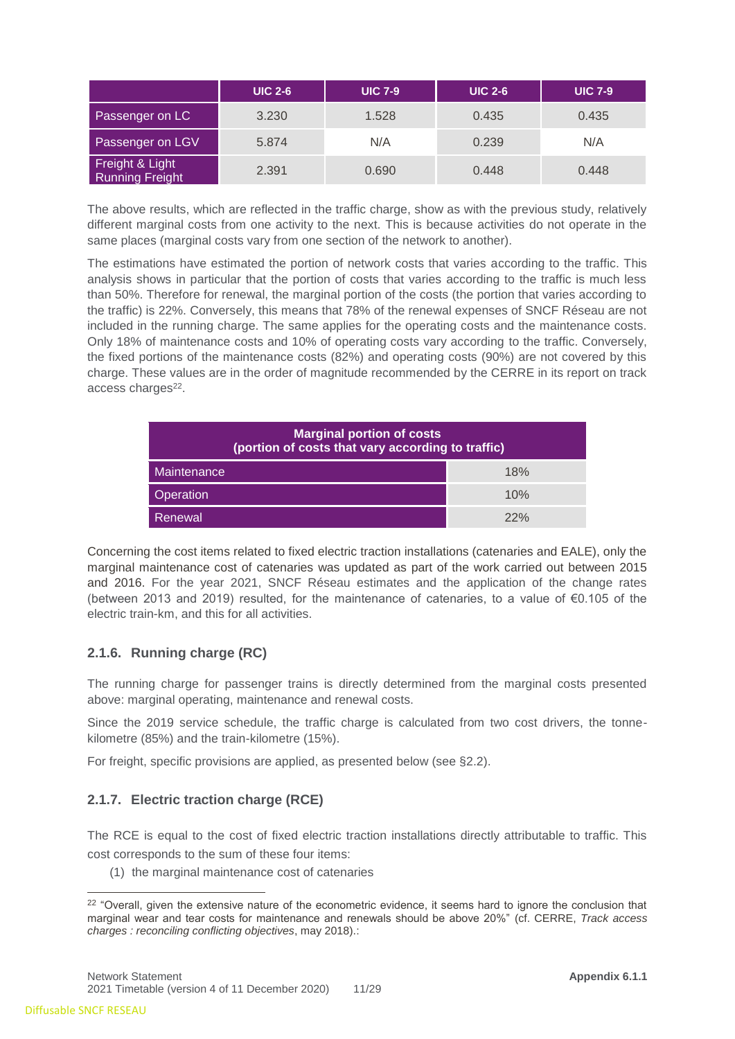| | UIC 2-6 | UIC 7-9 | UIC 2-6 | UIC 7-9 |
|---|---|---|---|---|
| Passenger on LC | 3.230 | 1.528 | 0.435 | 0.435 |
| Passenger on LGV | 5.874 | N/A | 0.239 | N/A |
| Freight & Light Running Freight | 2.391 | 0.690 | 0.448 | 0.448 |

The above results, which are reflected in the traffic charge, show as with the previous study, relatively different marginal costs from one activity to the next. This is because activities do not operate in the same places (marginal costs vary from one section of the network to another).

The estimations have estimated the portion of network costs that varies according to the traffic. This analysis shows in particular that the portion of costs that varies according to the traffic is much less than 50%. Therefore for renewal, the marginal portion of the costs (the portion that varies according to the traffic) is 22%. Conversely, this means that 78% of the renewal expenses of SNCF Réseau are not included in the running charge. The same applies for the operating costs and the maintenance costs. Only 18% of maintenance costs and 10% of operating costs vary according to the traffic. Conversely, the fixed portions of the maintenance costs (82%) and operating costs (90%) are not covered by this charge. These values are in the order of magnitude recommended by the CERRE in its report on track access charges[22].

| Marginal portion of costs (portion of costs that vary according to traffic) | |
|---|---|
| Maintenance | 18% |
| Operation | 10% |
| Renewal | 22% |

Concerning the cost items related to fixed electric traction installations (catenaries and EALE), only the marginal maintenance cost of catenaries was updated as part of the work carried out between 2015 and 2016. For the year 2021, SNCF Réseau estimates and the application of the change rates (between 2013 and 2019) resulted, for the maintenance of catenaries, to a value of €0.105 of the electric train-km, and this for all activities.

### 2.1.6. Running charge (RC)

The running charge for passenger trains is directly determined from the marginal costs presented above: marginal operating, maintenance and renewal costs.

Since the 2019 service schedule, the traffic charge is calculated from two cost drivers, the tonne-kilometre (85%) and the train-kilometre (15%).

For freight, specific provisions are applied, as presented below (see §2.2).

### 2.1.7. Electric traction charge (RCE)

The RCE is equal to the cost of fixed electric traction installations directly attributable to traffic. This cost corresponds to the sum of these four items:

(1) the marginal maintenance cost of catenaries

---

[22] "Overall, given the extensive nature of the econometric evidence, it seems hard to ignore the conclusion that marginal wear and tear costs for maintenance and renewals should be above 20%" (cf. CERRE, *Track access charges : reconciling conflicting objectives*, may 2018).: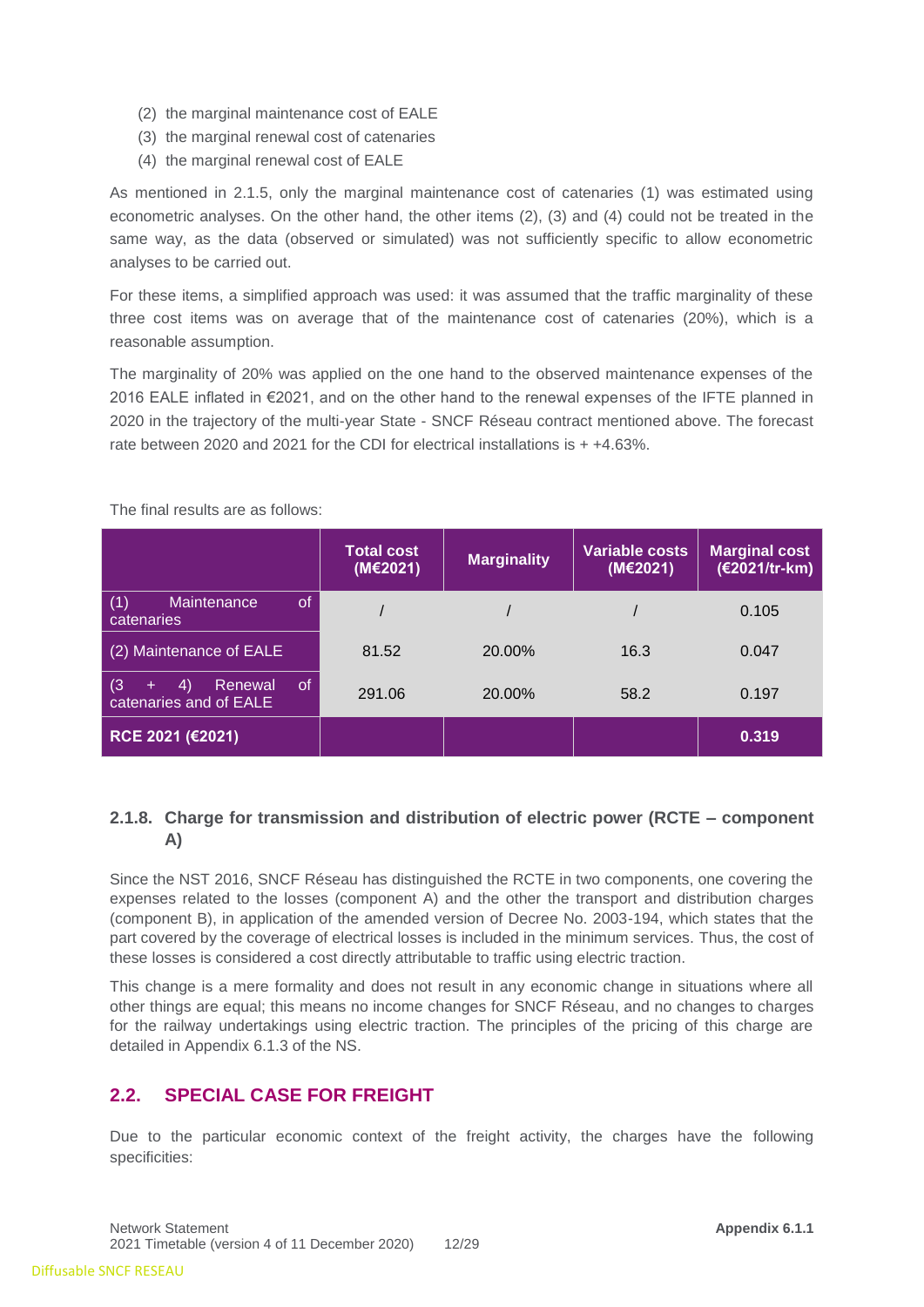(2) the marginal maintenance cost of EALE
(3) the marginal renewal cost of catenaries
(4) the marginal renewal cost of EALE

As mentioned in 2.1.5, only the marginal maintenance cost of catenaries (1) was estimated using econometric analyses. On the other hand, the other items (2), (3) and (4) could not be treated in the same way, as the data (observed or simulated) was not sufficiently specific to allow econometric analyses to be carried out.

For these items, a simplified approach was used: it was assumed that the traffic marginality of these three cost items was on average that of the maintenance cost of catenaries (20%), which is a reasonable assumption.

The marginality of 20% was applied on the one hand to the observed maintenance expenses of the 2016 EALE inflated in €2021, and on the other hand to the renewal expenses of the IFTE planned in 2020 in the trajectory of the multi-year State - SNCF Réseau contract mentioned above. The forecast rate between 2020 and 2021 for the CDI for electrical installations is + +4.63%.

The final results are as follows:

| | Total cost (M€2021) | Marginality | Variable costs (M€2021) | Marginal cost (€2021/tr-km) |
|---|---|---|---|---|
| (1) Maintenance of catenaries | / | / | / | 0.105 |
| (2) Maintenance of EALE | 81.52 | 20.00% | 16.3 | 0.047 |
| (3 + 4) Renewal of catenaries and of EALE | 291.06 | 20.00% | 58.2 | 0.197 |
| **RCE 2021 (€2021)** | | | | **0.319** |

### 2.1.8. Charge for transmission and distribution of electric power (RCTE – component A)

Since the NST 2016, SNCF Réseau has distinguished the RCTE in two components, one covering the expenses related to the losses (component A) and the other the transport and distribution charges (component B), in application of the amended version of Decree No. 2003-194, which states that the part covered by the coverage of electrical losses is included in the minimum services. Thus, the cost of these losses is considered a cost directly attributable to traffic using electric traction.

This change is a mere formality and does not result in any economic change in situations where all other things are equal; this means no income changes for SNCF Réseau, and no changes to charges for the railway undertakings using electric traction. The principles of the pricing of this charge are detailed in Appendix 6.1.3 of the NS.

## 2.2. SPECIAL CASE FOR FREIGHT

Due to the particular economic context of the freight activity, the charges have the following specificities: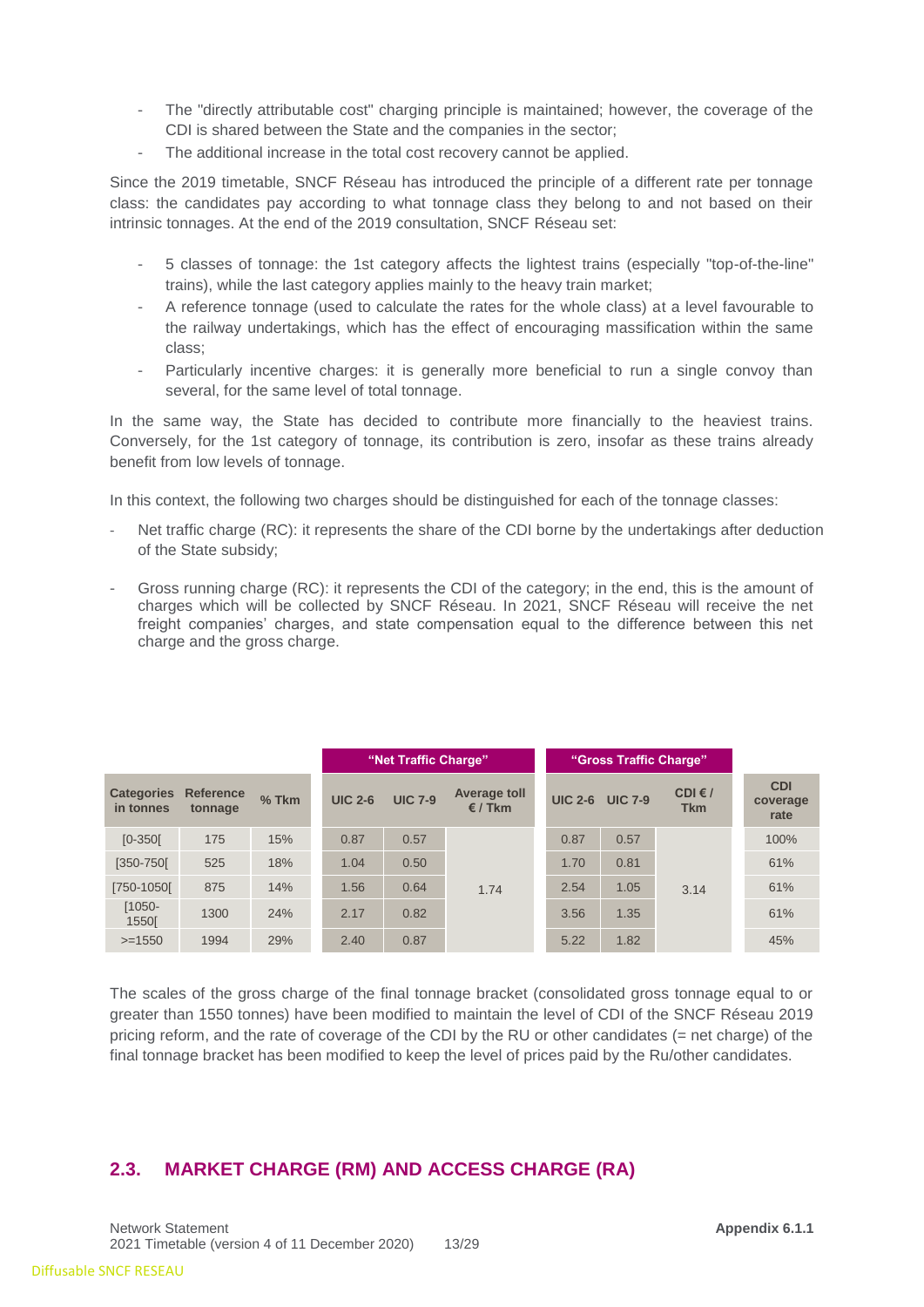- The "directly attributable cost" charging principle is maintained; however, the coverage of the CDI is shared between the State and the companies in the sector;
- The additional increase in the total cost recovery cannot be applied.

Since the 2019 timetable, SNCF Réseau has introduced the principle of a different rate per tonnage class: the candidates pay according to what tonnage class they belong to and not based on their intrinsic tonnages. At the end of the 2019 consultation, SNCF Réseau set:

- 5 classes of tonnage: the 1st category affects the lightest trains (especially "top-of-the-line" trains), while the last category applies mainly to the heavy train market;
- A reference tonnage (used to calculate the rates for the whole class) at a level favourable to the railway undertakings, which has the effect of encouraging massification within the same class;
- Particularly incentive charges: it is generally more beneficial to run a single convoy than several, for the same level of total tonnage.

In the same way, the State has decided to contribute more financially to the heaviest trains. Conversely, for the 1st category of tonnage, its contribution is zero, insofar as these trains already benefit from low levels of tonnage.

In this context, the following two charges should be distinguished for each of the tonnage classes:

- Net traffic charge (RC): it represents the share of the CDI borne by the undertakings after deduction of the State subsidy;
- Gross running charge (RC): it represents the CDI of the category; in the end, this is the amount of charges which will be collected by SNCF Réseau. In 2021, SNCF Réseau will receive the net freight companies' charges, and state compensation equal to the difference between this net charge and the gross charge.

| | | | "Net Traffic Charge" | | | "Gross Traffic Charge" | | | |
|---|---|---|---|---|---|---|---|---|---|
| Categories in tonnes | Reference tonnage | % Tkm | UIC 2-6 | UIC 7-9 | Average toll € / Tkm | UIC 2-6 | UIC 7-9 | CDI € / Tkm | CDI coverage rate |
| [0-350[ | 175 | 15% | 0.87 | 0.57 | 1.74 | 0.87 | 0.57 | 3.14 | 100% |
| [350-750[ | 525 | 18% | 1.04 | 0.50 | | 1.70 | 0.81 | | 61% |
| [750-1050[ | 875 | 14% | 1.56 | 0.64 | | 2.54 | 1.05 | | 61% |
| [1050-1550[ | 1300 | 24% | 2.17 | 0.82 | | 3.56 | 1.35 | | 61% |
| >=1550 | 1994 | 29% | 2.40 | 0.87 | | 5.22 | 1.82 | | 45% |

The scales of the gross charge of the final tonnage bracket (consolidated gross tonnage equal to or greater than 1550 tonnes) have been modified to maintain the level of CDI of the SNCF Réseau 2019 pricing reform, and the rate of coverage of the CDI by the RU or other candidates (= net charge) of the final tonnage bracket has been modified to keep the level of prices paid by the Ru/other candidates.

## 2.3. MARKET CHARGE (RM) AND ACCESS CHARGE (RA)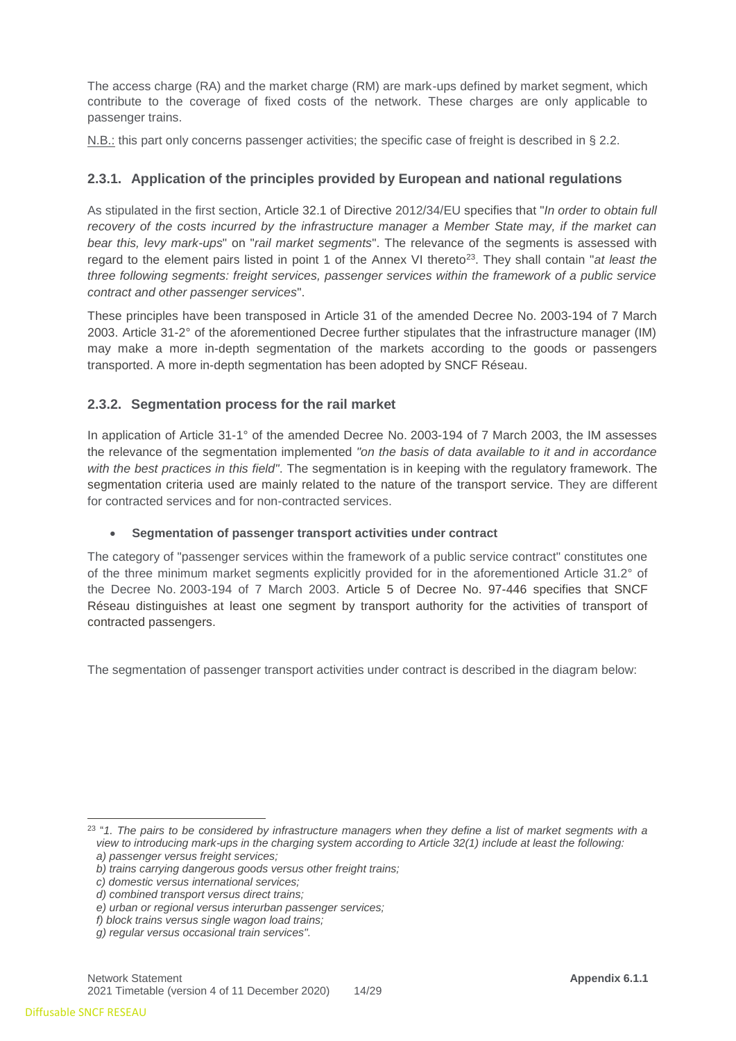The access charge (RA) and the market charge (RM) are mark-ups defined by market segment, which contribute to the coverage of fixed costs of the network. These charges are only applicable to passenger trains.

N.B.: this part only concerns passenger activities; the specific case of freight is described in § 2.2.

### 2.3.1. Application of the principles provided by European and national regulations

As stipulated in the first section, Article 32.1 of Directive 2012/34/EU specifies that "*In order to obtain full recovery of the costs incurred by the infrastructure manager a Member State may, if the market can bear this, levy mark-ups*" on "*rail market segments*". The relevance of the segments is assessed with regard to the element pairs listed in point 1 of the Annex VI thereto[23]. They shall contain "*at least the three following segments: freight services, passenger services within the framework of a public service contract and other passenger services*".

These principles have been transposed in Article 31 of the amended Decree No. 2003-194 of 7 March 2003. Article 31-2° of the aforementioned Decree further stipulates that the infrastructure manager (IM) may make a more in-depth segmentation of the markets according to the goods or passengers transported. A more in-depth segmentation has been adopted by SNCF Réseau.

### 2.3.2. Segmentation process for the rail market

In application of Article 31-1° of the amended Decree No. 2003-194 of 7 March 2003, the IM assesses the relevance of the segmentation implemented *"on the basis of data available to it and in accordance with the best practices in this field"*. The segmentation is in keeping with the regulatory framework. The segmentation criteria used are mainly related to the nature of the transport service. They are different for contracted services and for non-contracted services.

- **Segmentation of passenger transport activities under contract**

The category of "passenger services within the framework of a public service contract" constitutes one of the three minimum market segments explicitly provided for in the aforementioned Article 31.2° of the Decree No. 2003-194 of 7 March 2003. Article 5 of Decree No. 97-446 specifies that SNCF Réseau distinguishes at least one segment by transport authority for the activities of transport of contracted passengers.

The segmentation of passenger transport activities under contract is described in the diagram below:

---

[23] "*1. The pairs to be considered by infrastructure managers when they define a list of market segments with a view to introducing mark-ups in the charging system according to Article 32(1) include at least the following:*
*a) passenger versus freight services;*
*b) trains carrying dangerous goods versus other freight trains;*
*c) domestic versus international services;*
*d) combined transport versus direct trains;*
*e) urban or regional versus interurban passenger services;*
*f) block trains versus single wagon load trains;*
*g) regular versus occasional train services".*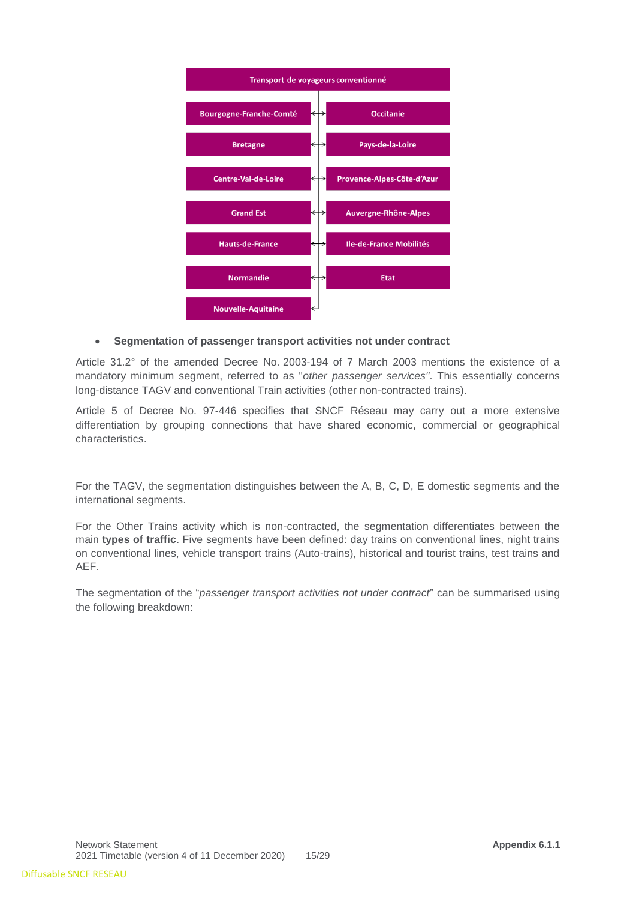Transport de voyageurs conventionné

| | |
|---|---|
| Bourgogne-Franche-Comté | Occitanie |
| Bretagne | Pays-de-la-Loire |
| Centre-Val-de-Loire | Provence-Alpes-Côte-d'Azur |
| Grand Est | Auvergne-Rhône-Alpes |
| Hauts-de-France | Ile-de-France Mobilités |
| Normandie | Etat |
| Nouvelle-Aquitaine | |

- **Segmentation of passenger transport activities not under contract**

Article 31.2° of the amended Decree No. 2003-194 of 7 March 2003 mentions the existence of a mandatory minimum segment, referred to as "*other passenger services"*. This essentially concerns long-distance TAGV and conventional Train activities (other non-contracted trains).

Article 5 of Decree No. 97-446 specifies that SNCF Réseau may carry out a more extensive differentiation by grouping connections that have shared economic, commercial or geographical characteristics.

For the TAGV, the segmentation distinguishes between the A, B, C, D, E domestic segments and the international segments.

For the Other Trains activity which is non-contracted, the segmentation differentiates between the main **types of traffic**. Five segments have been defined: day trains on conventional lines, night trains on conventional lines, vehicle transport trains (Auto-trains), historical and tourist trains, test trains and AEF.

The segmentation of the "*passenger transport activities not under contract*" can be summarised using the following breakdown: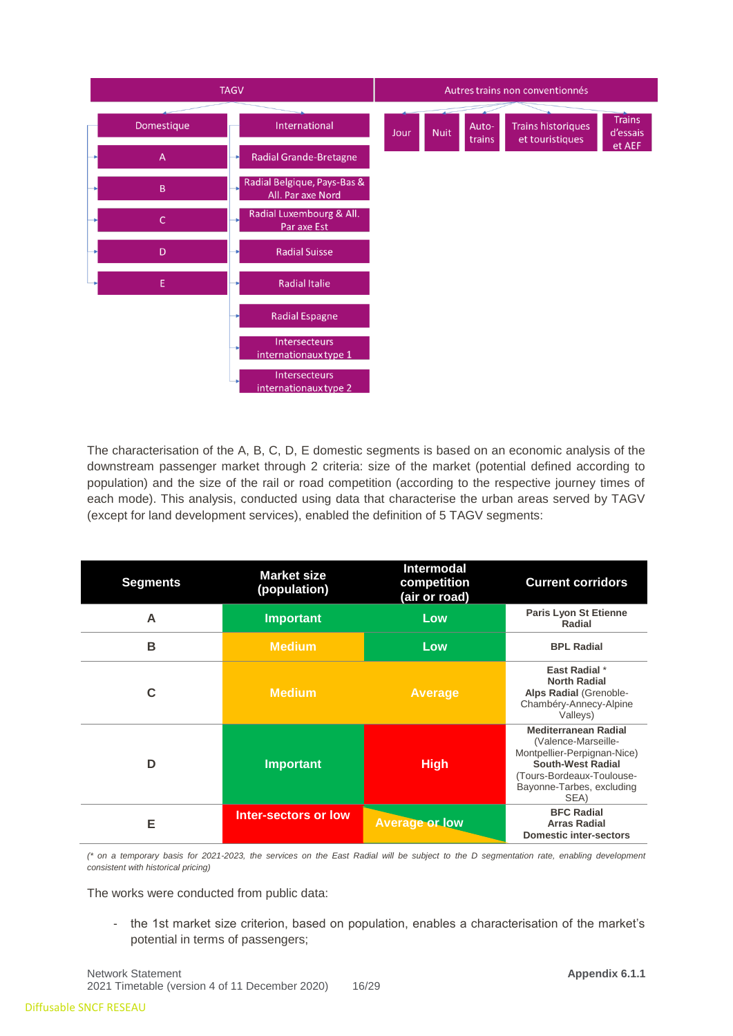TAGV

- Domestique
  - A
  - B
  - C
  - D
  - E
- International
  - Radial Grande-Bretagne
  - Radial Belgique, Pays-Bas & All. Par axe Nord
  - Radial Luxembourg & All. Par axe Est
  - Radial Suisse
  - Radial Italie
  - Radial Espagne
  - Intersecteurs internationaux type 1
  - Intersecteurs internationaux type 2

Autres trains non conventionnés

- Jour
- Nuit
- Auto-trains
- Trains historiques et touristiques
- Trains d'essais et AEF

The characterisation of the A, B, C, D, E domestic segments is based on an economic analysis of the downstream passenger market through 2 criteria: size of the market (potential defined according to population) and the size of the rail or road competition (according to the respective journey times of each mode). This analysis, conducted using data that characterise the urban areas served by TAGV (except for land development services), enabled the definition of 5 TAGV segments:

| Segments | Market size (population) | Intermodal competition (air or road) | Current corridors |
|---|---|---|---|
| A | Important | Low | **Paris Lyon St Etienne Radial** |
| B | Medium | Low | **BPL Radial** |
| C | Medium | Average | **East Radial** * <br> **North Radial** <br> **Alps Radial** (Grenoble-Chambéry-Annecy-Alpine Valleys) |
| D | Important | High | **Mediterranean Radial** (Valence-Marseille-Montpellier-Perpignan-Nice) <br> **South-West Radial** (Tours-Bordeaux-Toulouse-Bayonne-Tarbes, excluding SEA) |
| E | Inter-sectors or low | Average or low | **BFC Radial** <br> **Arras Radial** <br> **Domestic inter-sectors** |

*(\* on a temporary basis for 2021-2023, the services on the East Radial will be subject to the D segmentation rate, enabling development consistent with historical pricing)*

The works were conducted from public data:

- the 1st market size criterion, based on population, enables a characterisation of the market's potential in terms of passengers;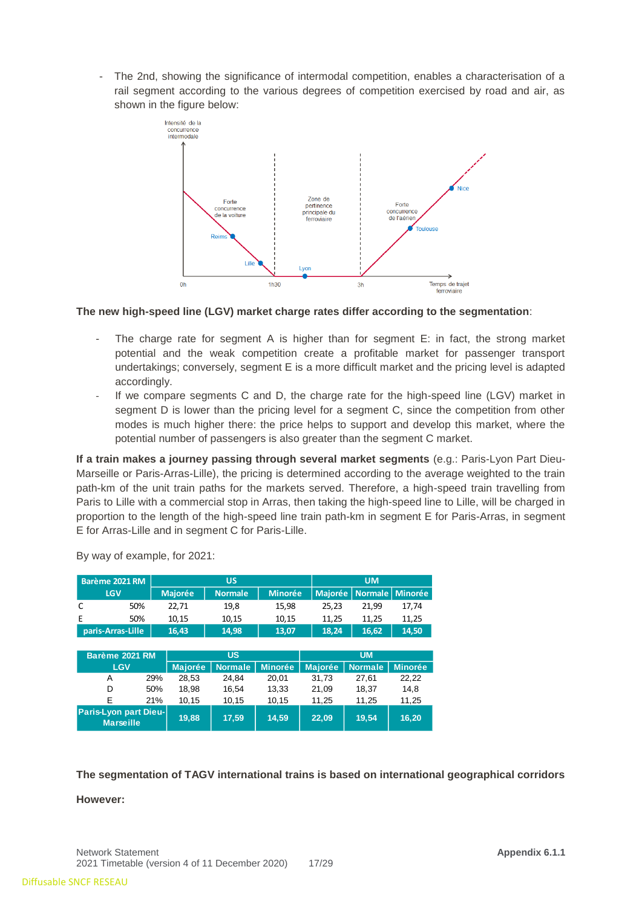- The 2nd, showing the significance of intermodal competition, enables a characterisation of a rail segment according to the various degrees of competition exercised by road and air, as shown in the figure below:

**The new high-speed line (LGV) market charge rates differ according to the segmentation**:

- The charge rate for segment A is higher than for segment E: in fact, the strong market potential and the weak competition create a profitable market for passenger transport undertakings; conversely, segment E is a more difficult market and the pricing level is adapted accordingly.
- If we compare segments C and D, the charge rate for the high-speed line (LGV) market in segment D is lower than the pricing level for a segment C, since the competition from other modes is much higher there: the price helps to support and develop this market, where the potential number of passengers is also greater than the segment C market.

**If a train makes a journey passing through several market segments** (e.g.: Paris-Lyon Part Dieu-Marseille or Paris-Arras-Lille), the pricing is determined according to the average weighted to the train path-km of the unit train paths for the markets served. Therefore, a high-speed train travelling from Paris to Lille with a commercial stop in Arras, then taking the high-speed line to Lille, will be charged in proportion to the length of the high-speed line train path-km in segment E for Paris-Arras, in segment E for Arras-Lille and in segment C for Paris-Lille.

By way of example, for 2021:

| Barème 2021 RM LGV | | US | | | UM | | |
|---|---|---|---|---|---|---|---|
| | | Majorée | Normale | Minorée | Majorée | Normale | Minorée |
| C | 50% | 22,71 | 19,8 | 15,98 | 25,23 | 21,99 | 17,74 |
| E | 50% | 10,15 | 10,15 | 10,15 | 11,25 | 11,25 | 11,25 |
| paris-Arras-Lille | | 16,43 | 14,98 | 13,07 | 18,24 | 16,62 | 14,50 |

| Barème 2021 RM LGV | | US | | | UM | | |
|---|---|---|---|---|---|---|---|
| | | Majorée | Normale | Minorée | Majorée | Normale | Minorée |
| A | 29% | 28,53 | 24,84 | 20,01 | 31,73 | 27,61 | 22,22 |
| D | 50% | 18,98 | 16,54 | 13,33 | 21,09 | 18,37 | 14,8 |
| E | 21% | 10,15 | 10,15 | 10,15 | 11,25 | 11,25 | 11,25 |
| Paris-Lyon part Dieu-Marseille | | 19,88 | 17,59 | 14,59 | 22,09 | 19,54 | 16,20 |

**The segmentation of TAGV international trains is based on international geographical corridors**

**However:**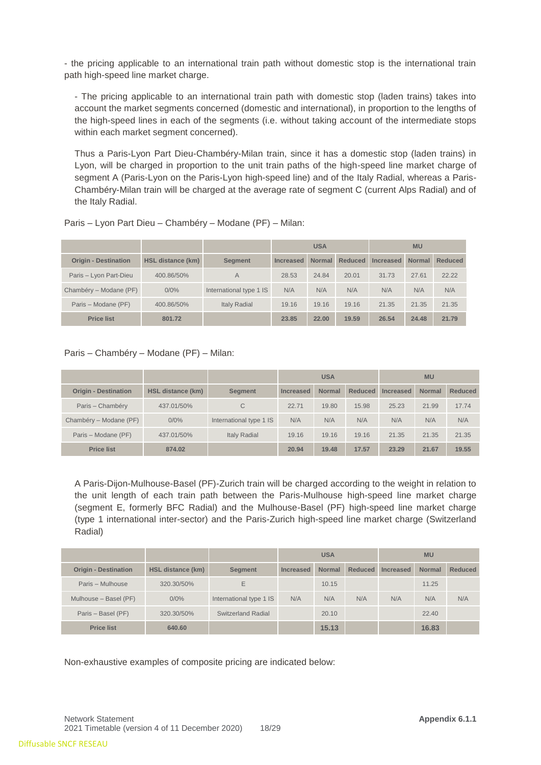- the pricing applicable to an international train path without domestic stop is the international train path high-speed line market charge.

- The pricing applicable to an international train path with domestic stop (laden trains) takes into account the market segments concerned (domestic and international), in proportion to the lengths of the high-speed lines in each of the segments (i.e. without taking account of the intermediate stops within each market segment concerned).

Thus a Paris-Lyon Part Dieu-Chambéry-Milan train, since it has a domestic stop (laden trains) in Lyon, will be charged in proportion to the unit train paths of the high-speed line market charge of segment A (Paris-Lyon on the Paris-Lyon high-speed line) and of the Italy Radial, whereas a Paris-Chambéry-Milan train will be charged at the average rate of segment C (current Alps Radial) and of the Italy Radial.

Paris – Lyon Part Dieu – Chambéry – Modane (PF) – Milan:

| | | | USA | | | MU | | |
|---|---|---|---|---|---|---|---|---|
| **Origin - Destination** | **HSL distance (km)** | **Segment** | **Increased** | **Normal** | **Reduced** | **Increased** | **Normal** | **Reduced** |
| Paris – Lyon Part-Dieu | 400.86/50% | A | 28.53 | 24.84 | 20.01 | 31.73 | 27.61 | 22.22 |
| Chambéry – Modane (PF) | 0/0% | International type 1 IS | N/A | N/A | N/A | N/A | N/A | N/A |
| Paris – Modane (PF) | 400.86/50% | Italy Radial | 19.16 | 19.16 | 19.16 | 21.35 | 21.35 | 21.35 |
| **Price list** | **801.72** | | **23.85** | **22.00** | **19.59** | **26.54** | **24.48** | **21.79** |

Paris – Chambéry – Modane (PF) – Milan:

| | | | USA | | | MU | | |
|---|---|---|---|---|---|---|---|---|
| **Origin - Destination** | **HSL distance (km)** | **Segment** | **Increased** | **Normal** | **Reduced** | **Increased** | **Normal** | **Reduced** |
| Paris – Chambéry | 437.01/50% | C | 22.71 | 19.80 | 15.98 | 25.23 | 21.99 | 17.74 |
| Chambéry – Modane (PF) | 0/0% | International type 1 IS | N/A | N/A | N/A | N/A | N/A | N/A |
| Paris – Modane (PF) | 437.01/50% | Italy Radial | 19.16 | 19.16 | 19.16 | 21.35 | 21.35 | 21.35 |
| **Price list** | **874.02** | | **20.94** | **19.48** | **17.57** | **23.29** | **21.67** | **19.55** |

A Paris-Dijon-Mulhouse-Basel (PF)-Zurich train will be charged according to the weight in relation to the unit length of each train path between the Paris-Mulhouse high-speed line market charge (segment E, formerly BFC Radial) and the Mulhouse-Basel (PF) high-speed line market charge (type 1 international inter-sector) and the Paris-Zurich high-speed line market charge (Switzerland Radial)

| | | | USA | | | MU | | |
|---|---|---|---|---|---|---|---|---|
| **Origin - Destination** | **HSL distance (km)** | **Segment** | **Increased** | **Normal** | **Reduced** | **Increased** | **Normal** | **Reduced** |
| Paris – Mulhouse | 320.30/50% | E | | 10.15 | | | 11.25 | |
| Mulhouse – Basel (PF) | 0/0% | International type 1 IS | N/A | N/A | N/A | N/A | N/A | N/A |
| Paris – Basel (PF) | 320.30/50% | Switzerland Radial | | 20.10 | | | 22.40 | |
| **Price list** | **640.60** | | | **15.13** | | | **16.83** | |

Non-exhaustive examples of composite pricing are indicated below: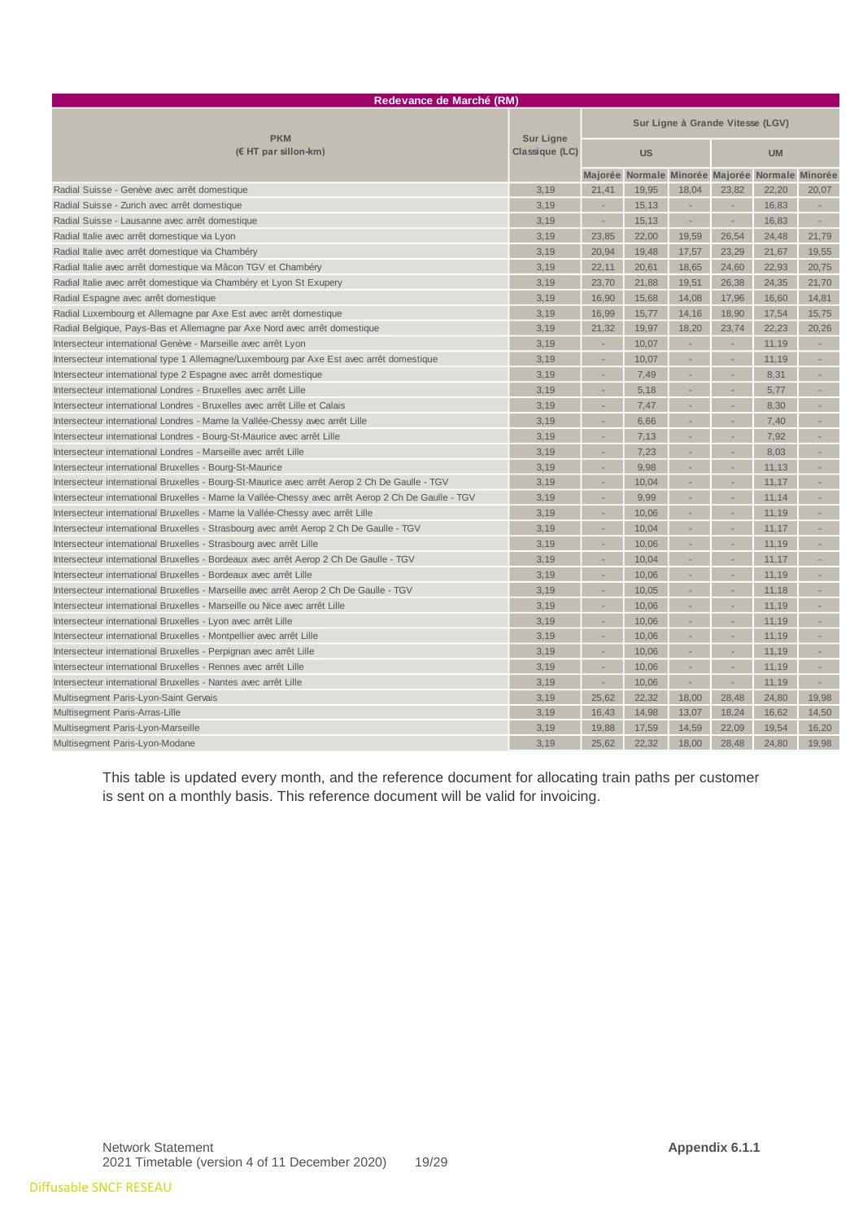| Redevance de Marché (RM) | | | | | | | |
|---|---|---|---|---|---|---|---|
| PKM (€ HT par sillon-km) | Sur Ligne Classique (LC) | Sur Ligne à Grande Vitesse (LGV) | | | | | |
| | | US | | | UM | | |
| | | Majorée | Normale | Minorée | Majorée | Normale | Minorée |
| Radial Suisse - Genève avec arrêt domestique | 3,19 | 21,41 | 19,95 | 18,04 | 23,82 | 22,20 | 20,07 |
| Radial Suisse - Zurich avec arrêt domestique | 3,19 | - | 15,13 | - | - | 16,83 | - |
| Radial Suisse - Lausanne avec arrêt domestique | 3,19 | - | 15,13 | - | - | 16,83 | - |
| Radial Italie avec arrêt domestique via Lyon | 3,19 | 23,85 | 22,00 | 19,59 | 26,54 | 24,48 | 21,79 |
| Radial Italie avec arrêt domestique via Chambéry | 3,19 | 20,94 | 19,48 | 17,57 | 23,29 | 21,67 | 19,55 |
| Radial Italie avec arrêt domestique via Mâcon TGV et Chambéry | 3,19 | 22,11 | 20,61 | 18,65 | 24,60 | 22,93 | 20,75 |
| Radial Italie avec arrêt domestique via Chambéry et Lyon St Exupery | 3,19 | 23,70 | 21,88 | 19,51 | 26,38 | 24,35 | 21,70 |
| Radial Espagne avec arrêt domestique | 3,19 | 16,90 | 15,68 | 14,08 | 17,96 | 16,60 | 14,81 |
| Radial Luxembourg et Allemagne par Axe Est avec arrêt domestique | 3,19 | 16,99 | 15,77 | 14,16 | 18,90 | 17,54 | 15,75 |
| Radial Belgique, Pays-Bas et Allemagne par Axe Nord avec arrêt domestique | 3,19 | 21,32 | 19,97 | 18,20 | 23,74 | 22,23 | 20,26 |
| Intersecteur international Genève - Marseille avec arrêt Lyon | 3,19 | - | 10,07 | - | - | 11,19 | - |
| Intersecteur international type 1 Allemagne/Luxembourg par Axe Est avec arrêt domestique | 3,19 | - | 10,07 | - | - | 11,19 | - |
| Intersecteur international type 2 Espagne avec arrêt domestique | 3,19 | - | 7,49 | - | - | 8,31 | - |
| Intersecteur international Londres - Bruxelles avec arrêt Lille | 3,19 | - | 5,18 | - | - | 5,77 | - |
| Intersecteur international Londres - Bruxelles avec arrêt Lille et Calais | 3,19 | - | 7,47 | - | - | 8,30 | - |
| Intersecteur international Londres - Marne la Vallée-Chessy avec arrêt Lille | 3,19 | - | 6,66 | - | - | 7,40 | - |
| Intersecteur international Londres - Bourg-St-Maurice avec arrêt Lille | 3,19 | - | 7,13 | - | - | 7,92 | - |
| Intersecteur international Londres - Marseille avec arrêt Lille | 3,19 | - | 7,23 | - | - | 8,03 | - |
| Intersecteur international Bruxelles - Bourg-St-Maurice | 3,19 | - | 9,98 | - | - | 11,13 | - |
| Intersecteur international Bruxelles - Bourg-St-Maurice avec arrêt Aerop 2 Ch De Gaulle - TGV | 3,19 | - | 10,04 | - | - | 11,17 | - |
| Intersecteur international Bruxelles - Marne la Vallée-Chessy avec arrêt Aerop 2 Ch De Gaulle - TGV | 3,19 | - | 9,99 | - | - | 11,14 | - |
| Intersecteur international Bruxelles - Marne la Vallée-Chessy avec arrêt Lille | 3,19 | - | 10,06 | - | - | 11,19 | - |
| Intersecteur international Bruxelles - Strasbourg avec arrêt Aerop 2 Ch De Gaulle - TGV | 3,19 | - | 10,04 | - | - | 11,17 | - |
| Intersecteur international Bruxelles - Strasbourg avec arrêt Lille | 3,19 | - | 10,06 | - | - | 11,19 | - |
| Intersecteur international Bruxelles - Bordeaux avec arrêt Aerop 2 Ch De Gaulle - TGV | 3,19 | - | 10,04 | - | - | 11,17 | - |
| Intersecteur international Bruxelles - Bordeaux avec arrêt Lille | 3,19 | - | 10,06 | - | - | 11,19 | - |
| Intersecteur international Bruxelles - Marseille avec arrêt Aerop 2 Ch De Gaulle - TGV | 3,19 | - | 10,05 | - | - | 11,18 | - |
| Intersecteur international Bruxelles - Marseille ou Nice avec arrêt Lille | 3,19 | - | 10,06 | - | - | 11,19 | - |
| Intersecteur international Bruxelles - Lyon avec arrêt Lille | 3,19 | - | 10,06 | - | - | 11,19 | - |
| Intersecteur international Bruxelles - Montpellier avec arrêt Lille | 3,19 | - | 10,06 | - | - | 11,19 | - |
| Intersecteur international Bruxelles - Perpignan avec arrêt Lille | 3,19 | - | 10,06 | - | - | 11,19 | - |
| Intersecteur international Bruxelles - Rennes avec arrêt Lille | 3,19 | - | 10,06 | - | - | 11,19 | - |
| Intersecteur international Bruxelles - Nantes avec arrêt Lille | 3,19 | - | 10,06 | - | - | 11,19 | - |
| Multisegment Paris-Lyon-Saint Gervais | 3,19 | 25,62 | 22,32 | 18,00 | 28,48 | 24,80 | 19,98 |
| Multisegment Paris-Arras-Lille | 3,19 | 16,43 | 14,98 | 13,07 | 18,24 | 16,62 | 14,50 |
| Multisegment Paris-Lyon-Marseille | 3,19 | 19,88 | 17,59 | 14,59 | 22,09 | 19,54 | 16,20 |
| Multisegment Paris-Lyon-Modane | 3,19 | 25,62 | 22,32 | 18,00 | 28,48 | 24,80 | 19,98 |

This table is updated every month, and the reference document for allocating train paths per customer is sent on a monthly basis. This reference document will be valid for invoicing.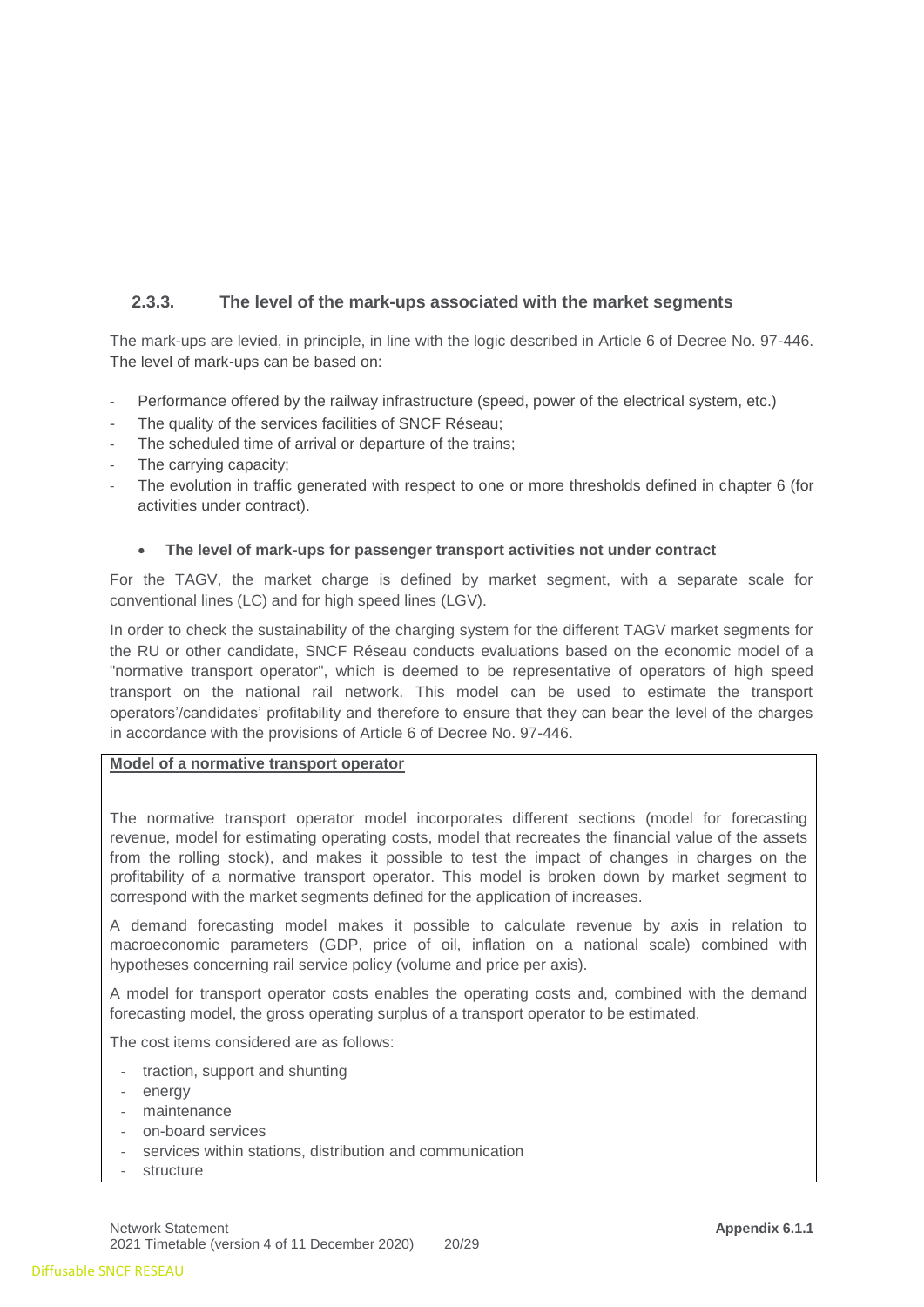### 2.3.3. The level of the mark-ups associated with the market segments

The mark-ups are levied, in principle, in line with the logic described in Article 6 of Decree No. 97-446. The level of mark-ups can be based on:

- Performance offered by the railway infrastructure (speed, power of the electrical system, etc.)
- The quality of the services facilities of SNCF Réseau;
- The scheduled time of arrival or departure of the trains;
- The carrying capacity;
- The evolution in traffic generated with respect to one or more thresholds defined in chapter 6 (for activities under contract).

- **The level of mark-ups for passenger transport activities not under contract**

For the TAGV, the market charge is defined by market segment, with a separate scale for conventional lines (LC) and for high speed lines (LGV).

In order to check the sustainability of the charging system for the different TAGV market segments for the RU or other candidate, SNCF Réseau conducts evaluations based on the economic model of a "normative transport operator", which is deemed to be representative of operators of high speed transport on the national rail network. This model can be used to estimate the transport operators'/candidates' profitability and therefore to ensure that they can bear the level of the charges in accordance with the provisions of Article 6 of Decree No. 97-446.

**Model of a normative transport operator**

The normative transport operator model incorporates different sections (model for forecasting revenue, model for estimating operating costs, model that recreates the financial value of the assets from the rolling stock), and makes it possible to test the impact of changes in charges on the profitability of a normative transport operator. This model is broken down by market segment to correspond with the market segments defined for the application of increases.

A demand forecasting model makes it possible to calculate revenue by axis in relation to macroeconomic parameters (GDP, price of oil, inflation on a national scale) combined with hypotheses concerning rail service policy (volume and price per axis).

A model for transport operator costs enables the operating costs and, combined with the demand forecasting model, the gross operating surplus of a transport operator to be estimated.

The cost items considered are as follows:

- traction, support and shunting
- energy
- maintenance
- on-board services
- services within stations, distribution and communication
- structure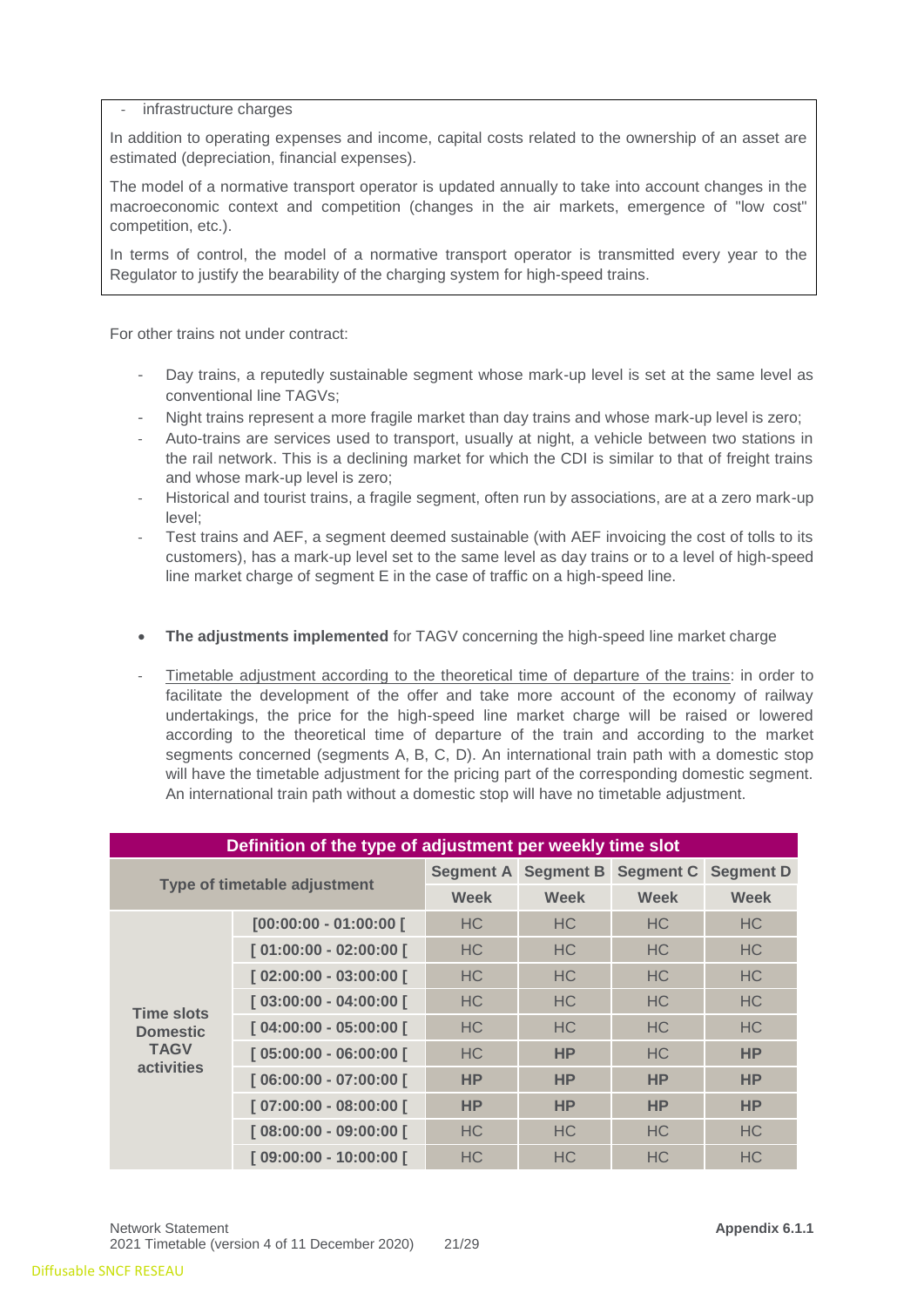- infrastructure charges

In addition to operating expenses and income, capital costs related to the ownership of an asset are estimated (depreciation, financial expenses).

The model of a normative transport operator is updated annually to take into account changes in the macroeconomic context and competition (changes in the air markets, emergence of "low cost" competition, etc.).

In terms of control, the model of a normative transport operator is transmitted every year to the Regulator to justify the bearability of the charging system for high-speed trains.

For other trains not under contract:

- Day trains, a reputedly sustainable segment whose mark-up level is set at the same level as conventional line TAGVs;
- Night trains represent a more fragile market than day trains and whose mark-up level is zero;
- Auto-trains are services used to transport, usually at night, a vehicle between two stations in the rail network. This is a declining market for which the CDI is similar to that of freight trains and whose mark-up level is zero;
- Historical and tourist trains, a fragile segment, often run by associations, are at a zero mark-up level;
- Test trains and AEF, a segment deemed sustainable (with AEF invoicing the cost of tolls to its customers), has a mark-up level set to the same level as day trains or to a level of high-speed line market charge of segment E in the case of traffic on a high-speed line.

- **The adjustments implemented** for TAGV concerning the high-speed line market charge

- Timetable adjustment according to the theoretical time of departure of the trains: in order to facilitate the development of the offer and take more account of the economy of railway undertakings, the price for the high-speed line market charge will be raised or lowered according to the theoretical time of departure of the train and according to the market segments concerned (segments A, B, C, D). An international train path with a domestic stop will have the timetable adjustment for the pricing part of the corresponding domestic segment. An international train path without a domestic stop will have no timetable adjustment.

| Definition of the type of adjustment per weekly time slot | | | | | |
|---|---|---|---|---|---|
| Type of timetable adjustment | | Segment A | Segment B | Segment C | Segment D |
| | | Week | Week | Week | Week |
| Time slots Domestic TAGV activities | [00:00:00 - 01:00:00 [ | HC | HC | HC | HC |
| | [ 01:00:00 - 02:00:00 [ | HC | HC | HC | HC |
| | [ 02:00:00 - 03:00:00 [ | HC | HC | HC | HC |
| | [ 03:00:00 - 04:00:00 [ | HC | HC | HC | HC |
| | [ 04:00:00 - 05:00:00 [ | HC | HC | HC | HC |
| | [ 05:00:00 - 06:00:00 [ | HC | **HP** | HC | **HP** |
| | [ 06:00:00 - 07:00:00 [ | **HP** | **HP** | **HP** | **HP** |
| | [ 07:00:00 - 08:00:00 [ | **HP** | **HP** | **HP** | **HP** |
| | [ 08:00:00 - 09:00:00 [ | HC | HC | HC | HC |
| | [ 09:00:00 - 10:00:00 [ | HC | HC | HC | HC |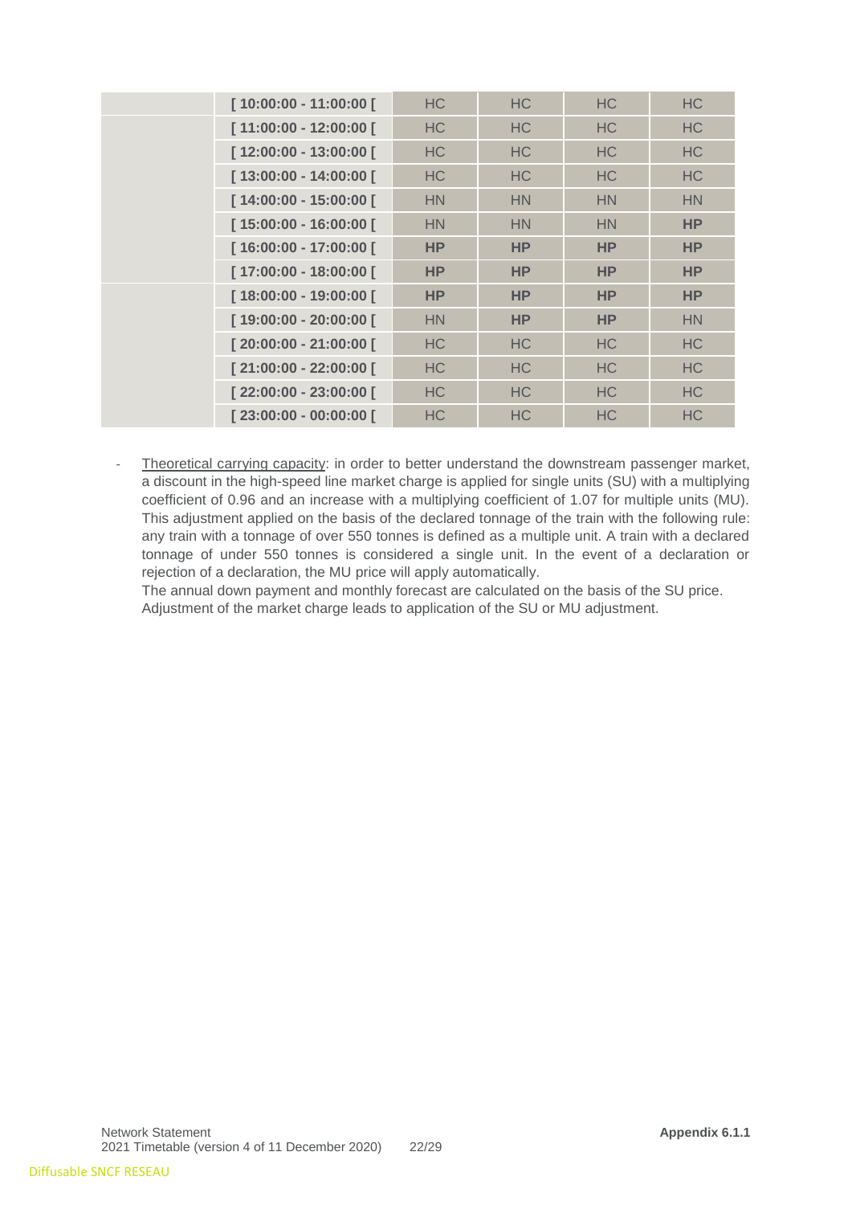| | | | | | |
|---|---|---|---|---|---|
| | [ 10:00:00 - 11:00:00 [ | HC | HC | HC | HC |
| | [ 11:00:00 - 12:00:00 [ | HC | HC | HC | HC |
| | [ 12:00:00 - 13:00:00 [ | HC | HC | HC | HC |
| | [ 13:00:00 - 14:00:00 [ | HC | HC | HC | HC |
| | [ 14:00:00 - 15:00:00 [ | HN | HN | HN | HN |
| | [ 15:00:00 - 16:00:00 [ | HN | HN | HN | **HP** |
| | [ 16:00:00 - 17:00:00 [ | **HP** | **HP** | **HP** | **HP** |
| | [ 17:00:00 - 18:00:00 [ | **HP** | **HP** | **HP** | **HP** |
| | [ 18:00:00 - 19:00:00 [ | **HP** | **HP** | **HP** | **HP** |
| | [ 19:00:00 - 20:00:00 [ | HN | **HP** | **HP** | HN |
| | [ 20:00:00 - 21:00:00 [ | HC | HC | HC | HC |
| | [ 21:00:00 - 22:00:00 [ | HC | HC | HC | HC |
| | [ 22:00:00 - 23:00:00 [ | HC | HC | HC | HC |
| | [ 23:00:00 - 00:00:00 [ | HC | HC | HC | HC |

- Theoretical carrying capacity: in order to better understand the downstream passenger market, a discount in the high-speed line market charge is applied for single units (SU) with a multiplying coefficient of 0.96 and an increase with a multiplying coefficient of 1.07 for multiple units (MU). This adjustment applied on the basis of the declared tonnage of the train with the following rule: any train with a tonnage of over 550 tonnes is defined as a multiple unit. A train with a declared tonnage of under 550 tonnes is considered a single unit. In the event of a declaration or rejection of a declaration, the MU price will apply automatically.

  The annual down payment and monthly forecast are calculated on the basis of the SU price. Adjustment of the market charge leads to application of the SU or MU adjustment.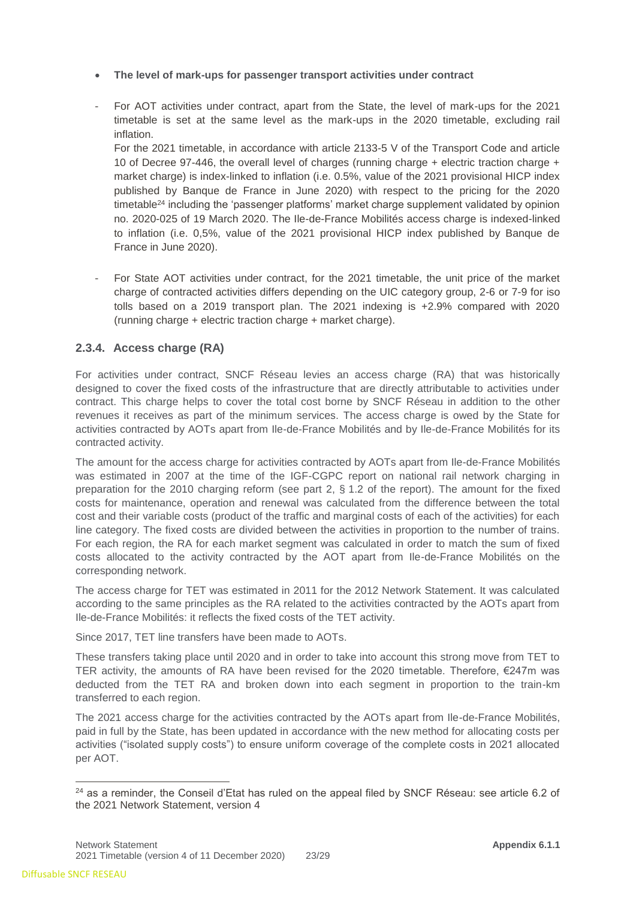- **The level of mark-ups for passenger transport activities under contract**

- For AOT activities under contract, apart from the State, the level of mark-ups for the 2021 timetable is set at the same level as the mark-ups in the 2020 timetable, excluding rail inflation.
  For the 2021 timetable, in accordance with article 2133-5 V of the Transport Code and article 10 of Decree 97-446, the overall level of charges (running charge + electric traction charge + market charge) is index-linked to inflation (i.e. 0.5%, value of the 2021 provisional HICP index published by Banque de France in June 2020) with respect to the pricing for the 2020 timetable[24] including the 'passenger platforms' market charge supplement validated by opinion no. 2020-025 of 19 March 2020. The Ile-de-France Mobilités access charge is indexed-linked to inflation (i.e. 0,5%, value of the 2021 provisional HICP index published by Banque de France in June 2020).

- For State AOT activities under contract, for the 2021 timetable, the unit price of the market charge of contracted activities differs depending on the UIC category group, 2-6 or 7-9 for iso tolls based on a 2019 transport plan. The 2021 indexing is +2.9% compared with 2020 (running charge + electric traction charge + market charge).

### 2.3.4. Access charge (RA)

For activities under contract, SNCF Réseau levies an access charge (RA) that was historically designed to cover the fixed costs of the infrastructure that are directly attributable to activities under contract. This charge helps to cover the total cost borne by SNCF Réseau in addition to the other revenues it receives as part of the minimum services. The access charge is owed by the State for activities contracted by AOTs apart from Ile-de-France Mobilités and by Ile-de-France Mobilités for its contracted activity.

The amount for the access charge for activities contracted by AOTs apart from Ile-de-France Mobilités was estimated in 2007 at the time of the IGF-CGPC report on national rail network charging in preparation for the 2010 charging reform (see part 2, § 1.2 of the report). The amount for the fixed costs for maintenance, operation and renewal was calculated from the difference between the total cost and their variable costs (product of the traffic and marginal costs of each of the activities) for each line category. The fixed costs are divided between the activities in proportion to the number of trains. For each region, the RA for each market segment was calculated in order to match the sum of fixed costs allocated to the activity contracted by the AOT apart from Ile-de-France Mobilités on the corresponding network.

The access charge for TET was estimated in 2011 for the 2012 Network Statement. It was calculated according to the same principles as the RA related to the activities contracted by the AOTs apart from Ile-de-France Mobilités: it reflects the fixed costs of the TET activity.

Since 2017, TET line transfers have been made to AOTs.

These transfers taking place until 2020 and in order to take into account this strong move from TET to TER activity, the amounts of RA have been revised for the 2020 timetable. Therefore, €247m was deducted from the TET RA and broken down into each segment in proportion to the train-km transferred to each region.

The 2021 access charge for the activities contracted by the AOTs apart from Ile-de-France Mobilités, paid in full by the State, has been updated in accordance with the new method for allocating costs per activities ("isolated supply costs") to ensure uniform coverage of the complete costs in 2021 allocated per AOT.

---

[24] as a reminder, the Conseil d'Etat has ruled on the appeal filed by SNCF Réseau: see article 6.2 of the 2021 Network Statement, version 4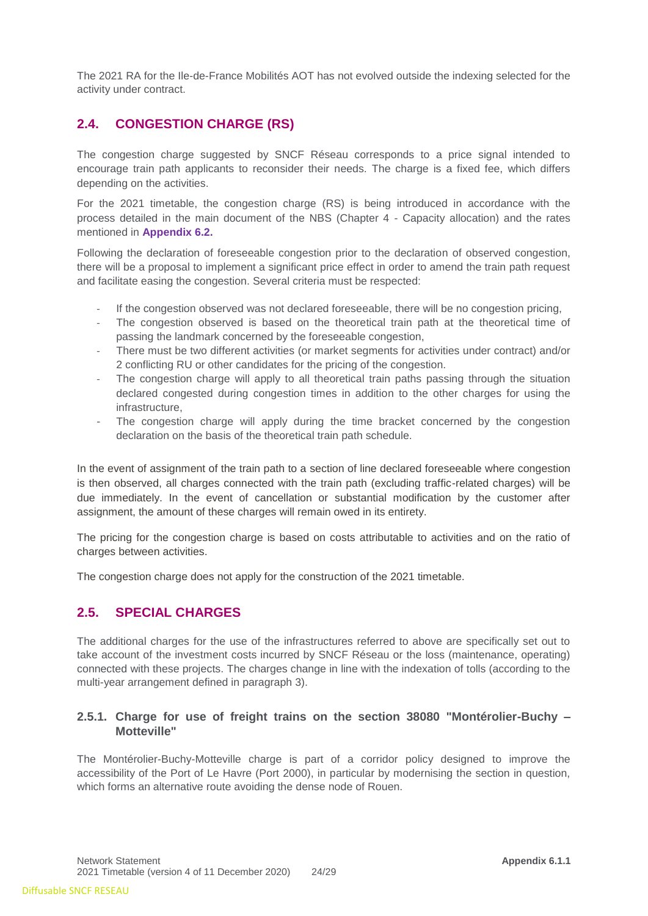The 2021 RA for the Ile-de-France Mobilités AOT has not evolved outside the indexing selected for the activity under contract.

## 2.4. CONGESTION CHARGE (RS)

The congestion charge suggested by SNCF Réseau corresponds to a price signal intended to encourage train path applicants to reconsider their needs. The charge is a fixed fee, which differs depending on the activities.

For the 2021 timetable, the congestion charge (RS) is being introduced in accordance with the process detailed in the main document of the NBS (Chapter 4 - Capacity allocation) and the rates mentioned in **Appendix 6.2.**

Following the declaration of foreseeable congestion prior to the declaration of observed congestion, there will be a proposal to implement a significant price effect in order to amend the train path request and facilitate easing the congestion. Several criteria must be respected:

- If the congestion observed was not declared foreseeable, there will be no congestion pricing,
- The congestion observed is based on the theoretical train path at the theoretical time of passing the landmark concerned by the foreseeable congestion,
- There must be two different activities (or market segments for activities under contract) and/or 2 conflicting RU or other candidates for the pricing of the congestion.
- The congestion charge will apply to all theoretical train paths passing through the situation declared congested during congestion times in addition to the other charges for using the infrastructure,
- The congestion charge will apply during the time bracket concerned by the congestion declaration on the basis of the theoretical train path schedule.

In the event of assignment of the train path to a section of line declared foreseeable where congestion is then observed, all charges connected with the train path (excluding traffic-related charges) will be due immediately. In the event of cancellation or substantial modification by the customer after assignment, the amount of these charges will remain owed in its entirety.

The pricing for the congestion charge is based on costs attributable to activities and on the ratio of charges between activities.

The congestion charge does not apply for the construction of the 2021 timetable.

## 2.5. SPECIAL CHARGES

The additional charges for the use of the infrastructures referred to above are specifically set out to take account of the investment costs incurred by SNCF Réseau or the loss (maintenance, operating) connected with these projects. The charges change in line with the indexation of tolls (according to the multi-year arrangement defined in paragraph 3).

### 2.5.1. Charge for use of freight trains on the section 38080 "Montérolier-Buchy – Motteville"

The Montérolier-Buchy-Motteville charge is part of a corridor policy designed to improve the accessibility of the Port of Le Havre (Port 2000), in particular by modernising the section in question, which forms an alternative route avoiding the dense node of Rouen.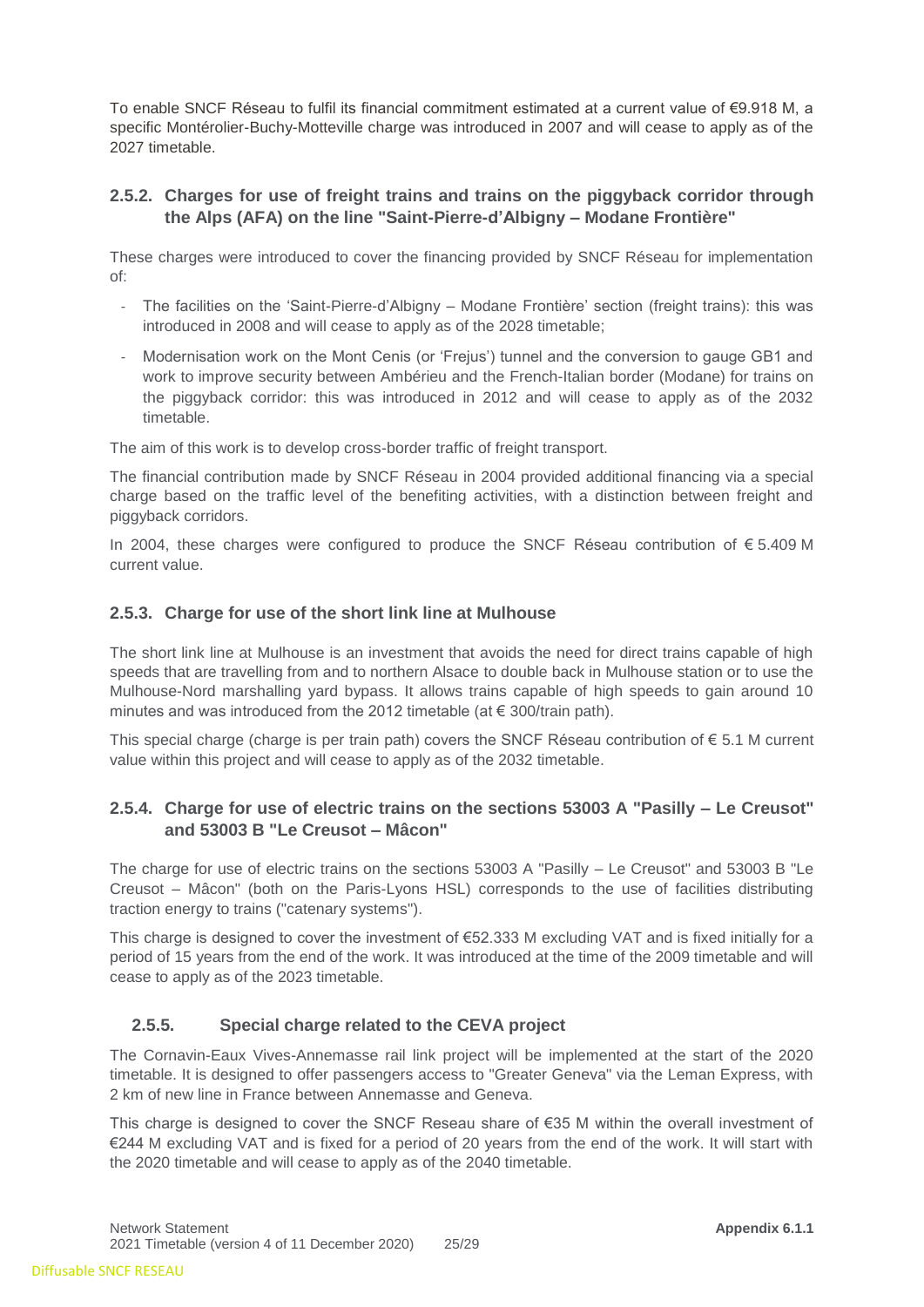To enable SNCF Réseau to fulfil its financial commitment estimated at a current value of €9.918 M, a specific Montérolier-Buchy-Motteville charge was introduced in 2007 and will cease to apply as of the 2027 timetable.

### 2.5.2. Charges for use of freight trains and trains on the piggyback corridor through the Alps (AFA) on the line "Saint-Pierre-d'Albigny – Modane Frontière"

These charges were introduced to cover the financing provided by SNCF Réseau for implementation of:

- The facilities on the 'Saint-Pierre-d'Albigny – Modane Frontière' section (freight trains): this was introduced in 2008 and will cease to apply as of the 2028 timetable;
- Modernisation work on the Mont Cenis (or 'Frejus') tunnel and the conversion to gauge GB1 and work to improve security between Ambérieu and the French-Italian border (Modane) for trains on the piggyback corridor: this was introduced in 2012 and will cease to apply as of the 2032 timetable.

The aim of this work is to develop cross-border traffic of freight transport.

The financial contribution made by SNCF Réseau in 2004 provided additional financing via a special charge based on the traffic level of the benefiting activities, with a distinction between freight and piggyback corridors.

In 2004, these charges were configured to produce the SNCF Réseau contribution of € 5.409 M current value.

### 2.5.3. Charge for use of the short link line at Mulhouse

The short link line at Mulhouse is an investment that avoids the need for direct trains capable of high speeds that are travelling from and to northern Alsace to double back in Mulhouse station or to use the Mulhouse-Nord marshalling yard bypass. It allows trains capable of high speeds to gain around 10 minutes and was introduced from the 2012 timetable (at € 300/train path).

This special charge (charge is per train path) covers the SNCF Réseau contribution of € 5.1 M current value within this project and will cease to apply as of the 2032 timetable.

### 2.5.4. Charge for use of electric trains on the sections 53003 A "Pasilly – Le Creusot" and 53003 B "Le Creusot – Mâcon"

The charge for use of electric trains on the sections 53003 A "Pasilly – Le Creusot" and 53003 B "Le Creusot – Mâcon" (both on the Paris-Lyons HSL) corresponds to the use of facilities distributing traction energy to trains ("catenary systems").

This charge is designed to cover the investment of €52.333 M excluding VAT and is fixed initially for a period of 15 years from the end of the work. It was introduced at the time of the 2009 timetable and will cease to apply as of the 2023 timetable.

### 2.5.5. Special charge related to the CEVA project

The Cornavin-Eaux Vives-Annemasse rail link project will be implemented at the start of the 2020 timetable. It is designed to offer passengers access to "Greater Geneva" via the Leman Express, with 2 km of new line in France between Annemasse and Geneva.

This charge is designed to cover the SNCF Reseau share of €35 M within the overall investment of €244 M excluding VAT and is fixed for a period of 20 years from the end of the work. It will start with the 2020 timetable and will cease to apply as of the 2040 timetable.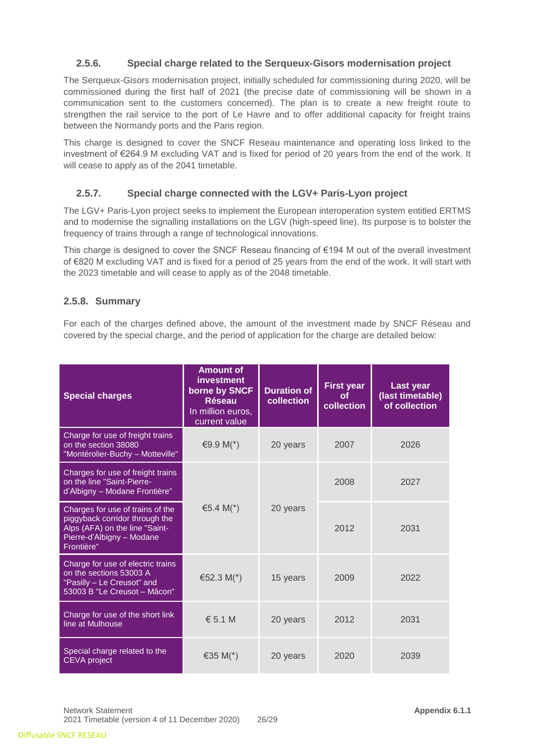### 2.5.6. Special charge related to the Serqueux-Gisors modernisation project

The Serqueux-Gisors modernisation project, initially scheduled for commissioning during 2020, will be commissioned during the first half of 2021 (the precise date of commissioning will be shown in a communication sent to the customers concerned). The plan is to create a new freight route to strengthen the rail service to the port of Le Havre and to offer additional capacity for freight trains between the Normandy ports and the Paris region.

This charge is designed to cover the SNCF Reseau maintenance and operating loss linked to the investment of €264.9 M excluding VAT and is fixed for period of 20 years from the end of the work. It will cease to apply as of the 2041 timetable.

### 2.5.7. Special charge connected with the LGV+ Paris-Lyon project

The LGV+ Paris-Lyon project seeks to implement the European interoperation system entitled ERTMS and to modernise the signalling installations on the LGV (high-speed line). Its purpose is to bolster the frequency of trains through a range of technological innovations.

This charge is designed to cover the SNCF Reseau financing of €194 M out of the overall investment of €820 M excluding VAT and is fixed for a period of 25 years from the end of the work. It will start with the 2023 timetable and will cease to apply as of the 2048 timetable.

### 2.5.8. Summary

For each of the charges defined above, the amount of the investment made by SNCF Réseau and covered by the special charge, and the period of application for the charge are detailed below:

| Special charges | Amount of investment borne by SNCF Réseau In million euros, current value | Duration of collection | First year of collection | Last year (last timetable) of collection |
|---|---|---|---|---|
| Charge for use of freight trains on the section 38080 "Montérolier-Buchy – Motteville" | €9.9 M(*) | 20 years | 2007 | 2026 |
| Charges for use of freight trains on the line "Saint-Pierre-d'Albigny – Modane Frontière" | €5.4 M(*) | 20 years | 2008 | 2027 |
| Charges for use of trains of the piggyback corridor through the Alps (AFA) on the line "Saint-Pierre-d'Albigny – Modane Frontière" | | | 2012 | 2031 |
| Charge for use of electric trains on the sections 53003 A "Pasilly – Le Creusot" and 53003 B "Le Creusot – Mâcon" | €52.3 M(*) | 15 years | 2009 | 2022 |
| Charge for use of the short link line at Mulhouse | € 5.1 M | 20 years | 2012 | 2031 |
| Special charge related to the CEVA project | €35 M(*) | 20 years | 2020 | 2039 |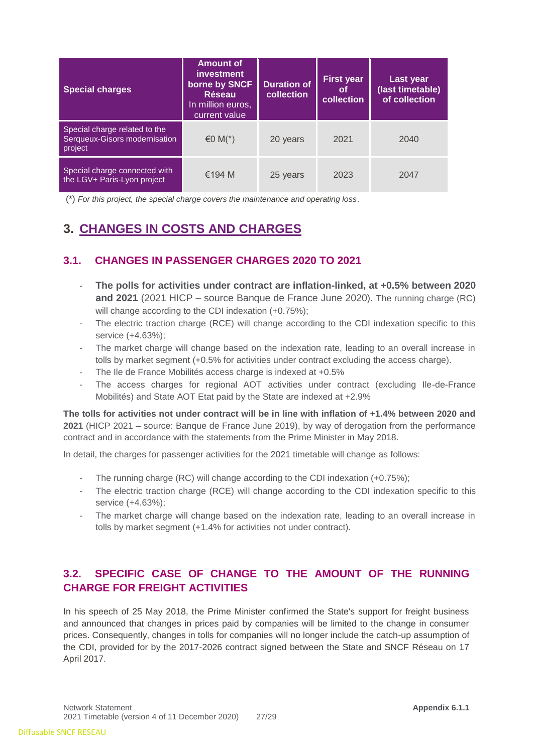| Special charges | Amount of investment borne by SNCF Réseau In million euros, current value | Duration of collection | First year of collection | Last year (last timetable) of collection |
|---|---|---|---|---|
| Special charge related to the Serqueux-Gisors modernisation project | €0 M(*) | 20 years | 2021 | 2040 |
| Special charge connected with the LGV+ Paris-Lyon project | €194 M | 25 years | 2023 | 2047 |

(*) *For this project, the special charge covers the maintenance and operating loss*.

# 3. CHANGES IN COSTS AND CHARGES

## 3.1. CHANGES IN PASSENGER CHARGES 2020 TO 2021

- **The polls for activities under contract are inflation-linked, at +0.5% between 2020 and 2021** (2021 HICP – source Banque de France June 2020). The running charge (RC) will change according to the CDI indexation (+0.75%);
- The electric traction charge (RCE) will change according to the CDI indexation specific to this service (+4.63%);
- The market charge will change based on the indexation rate, leading to an overall increase in tolls by market segment (+0.5% for activities under contract excluding the access charge).
- The Ile de France Mobilités access charge is indexed at +0.5%
- The access charges for regional AOT activities under contract (excluding Ile-de-France Mobilités) and State AOT Etat paid by the State are indexed at +2.9%

**The tolls for activities not under contract will be in line with inflation of +1.4% between 2020 and 2021** (HICP 2021 – source: Banque de France June 2019), by way of derogation from the performance contract and in accordance with the statements from the Prime Minister in May 2018.

In detail, the charges for passenger activities for the 2021 timetable will change as follows:

- The running charge (RC) will change according to the CDI indexation (+0.75%);
- The electric traction charge (RCE) will change according to the CDI indexation specific to this service (+4.63%);
- The market charge will change based on the indexation rate, leading to an overall increase in tolls by market segment (+1.4% for activities not under contract).

## 3.2. SPECIFIC CASE OF CHANGE TO THE AMOUNT OF THE RUNNING CHARGE FOR FREIGHT ACTIVITIES

In his speech of 25 May 2018, the Prime Minister confirmed the State's support for freight business and announced that changes in prices paid by companies will be limited to the change in consumer prices. Consequently, changes in tolls for companies will no longer include the catch-up assumption of the CDI, provided for by the 2017-2026 contract signed between the State and SNCF Réseau on 17 April 2017.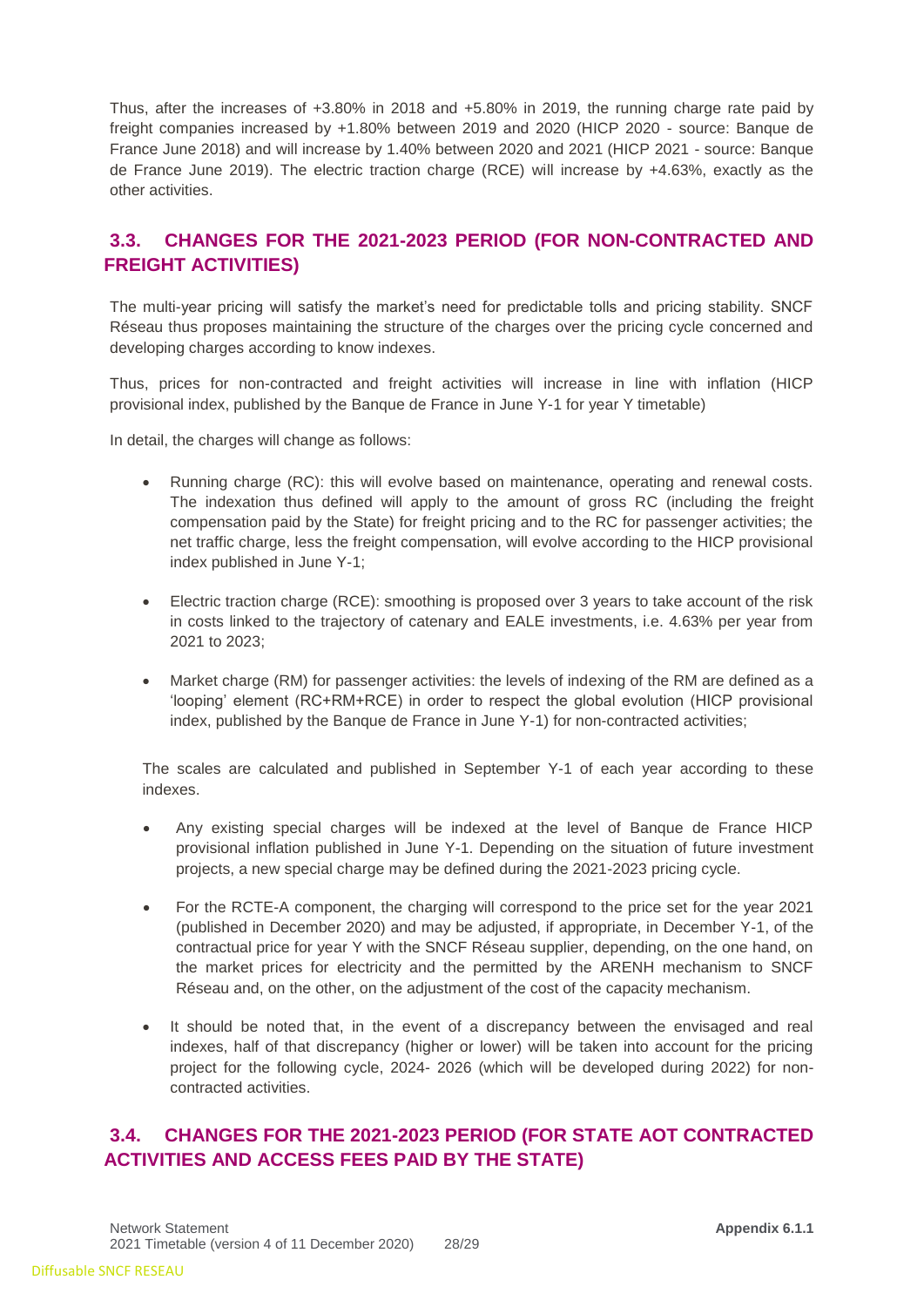Thus, after the increases of +3.80% in 2018 and +5.80% in 2019, the running charge rate paid by freight companies increased by +1.80% between 2019 and 2020 (HICP 2020 - source: Banque de France June 2018) and will increase by 1.40% between 2020 and 2021 (HICP 2021 - source: Banque de France June 2019). The electric traction charge (RCE) will increase by +4.63%, exactly as the other activities.

## 3.3. CHANGES FOR THE 2021-2023 PERIOD (FOR NON-CONTRACTED AND FREIGHT ACTIVITIES)

The multi-year pricing will satisfy the market's need for predictable tolls and pricing stability. SNCF Réseau thus proposes maintaining the structure of the charges over the pricing cycle concerned and developing charges according to know indexes.

Thus, prices for non-contracted and freight activities will increase in line with inflation (HICP provisional index, published by the Banque de France in June Y-1 for year Y timetable)

In detail, the charges will change as follows:

- Running charge (RC): this will evolve based on maintenance, operating and renewal costs. The indexation thus defined will apply to the amount of gross RC (including the freight compensation paid by the State) for freight pricing and to the RC for passenger activities; the net traffic charge, less the freight compensation, will evolve according to the HICP provisional index published in June Y-1;
- Electric traction charge (RCE): smoothing is proposed over 3 years to take account of the risk in costs linked to the trajectory of catenary and EALE investments, i.e. 4.63% per year from 2021 to 2023;
- Market charge (RM) for passenger activities: the levels of indexing of the RM are defined as a 'looping' element (RC+RM+RCE) in order to respect the global evolution (HICP provisional index, published by the Banque de France in June Y-1) for non-contracted activities;

The scales are calculated and published in September Y-1 of each year according to these indexes.

- Any existing special charges will be indexed at the level of Banque de France HICP provisional inflation published in June Y-1. Depending on the situation of future investment projects, a new special charge may be defined during the 2021-2023 pricing cycle.
- For the RCTE-A component, the charging will correspond to the price set for the year 2021 (published in December 2020) and may be adjusted, if appropriate, in December Y-1, of the contractual price for year Y with the SNCF Réseau supplier, depending, on the one hand, on the market prices for electricity and the permitted by the ARENH mechanism to SNCF Réseau and, on the other, on the adjustment of the cost of the capacity mechanism.
- It should be noted that, in the event of a discrepancy between the envisaged and real indexes, half of that discrepancy (higher or lower) will be taken into account for the pricing project for the following cycle, 2024- 2026 (which will be developed during 2022) for non-contracted activities.

## 3.4. CHANGES FOR THE 2021-2023 PERIOD (FOR STATE AOT CONTRACTED ACTIVITIES AND ACCESS FEES PAID BY THE STATE)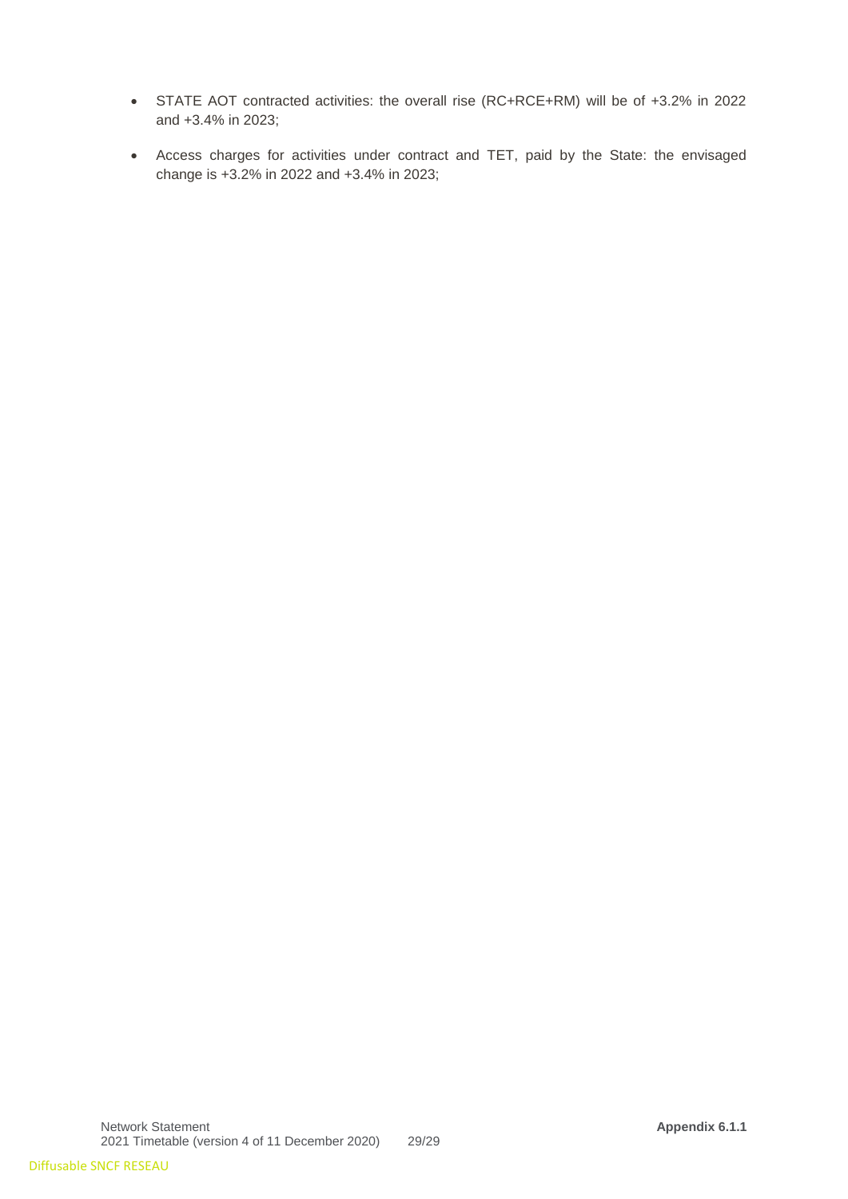- STATE AOT contracted activities: the overall rise (RC+RCE+RM) will be of +3.2% in 2022 and +3.4% in 2023;
- Access charges for activities under contract and TET, paid by the State: the envisaged change is +3.2% in 2022 and +3.4% in 2023;